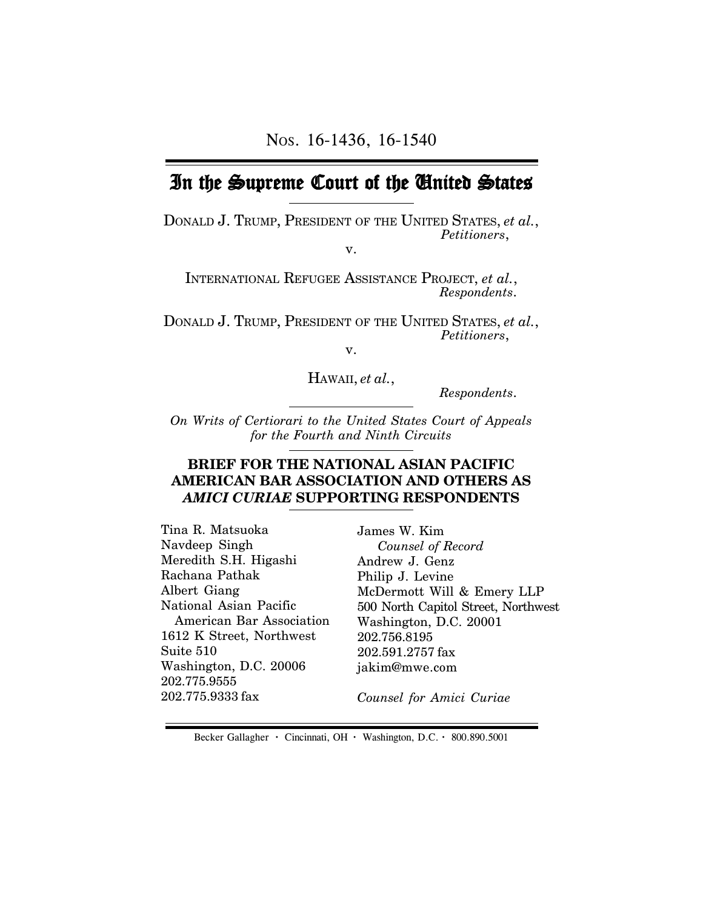NOS. 16-1436, 16-1540

# In the Supreme Court of the United States

DONALD J. TRUMP, PRESIDENT OF THE UNITED STATES, *et al.*,
*Petitioners*,

v.

INTERNATIONAL REFUGEE ASSISTANCE PROJECT, *et al.*,
*Respondents*.

DONALD J. TRUMP, PRESIDENT OF THE UNITED STATES, *et al.*,
*Petitioners*,

v.

HAWAII, *et al.*,
*Respondents*.

*On Writs of Certiorari to the United States Court of Appeals for the Fourth and Ninth Circuits*

## BRIEF FOR THE NATIONAL ASIAN PACIFIC AMERICAN BAR ASSOCIATION AND OTHERS AS *AMICI CURIAE* SUPPORTING RESPONDENTS

Tina R. Matsuoka
Navdeep Singh
Meredith S.H. Higashi
Rachana Pathak
Albert Giang
National Asian Pacific American Bar Association
1612 K Street, Northwest
Suite 510
Washington, D.C. 20006
202.775.9555
202.775.9333 fax

James W. Kim
*Counsel of Record*
Andrew J. Genz
Philip J. Levine
McDermott Will & Emery LLP
500 North Capitol Street, Northwest
Washington, D.C. 20001
202.756.8195
202.591.2757 fax
jakim@mwe.com

*Counsel for Amici Curiae*

Becker Gallagher · Cincinnati, OH · Washington, D.C. · 800.890.5001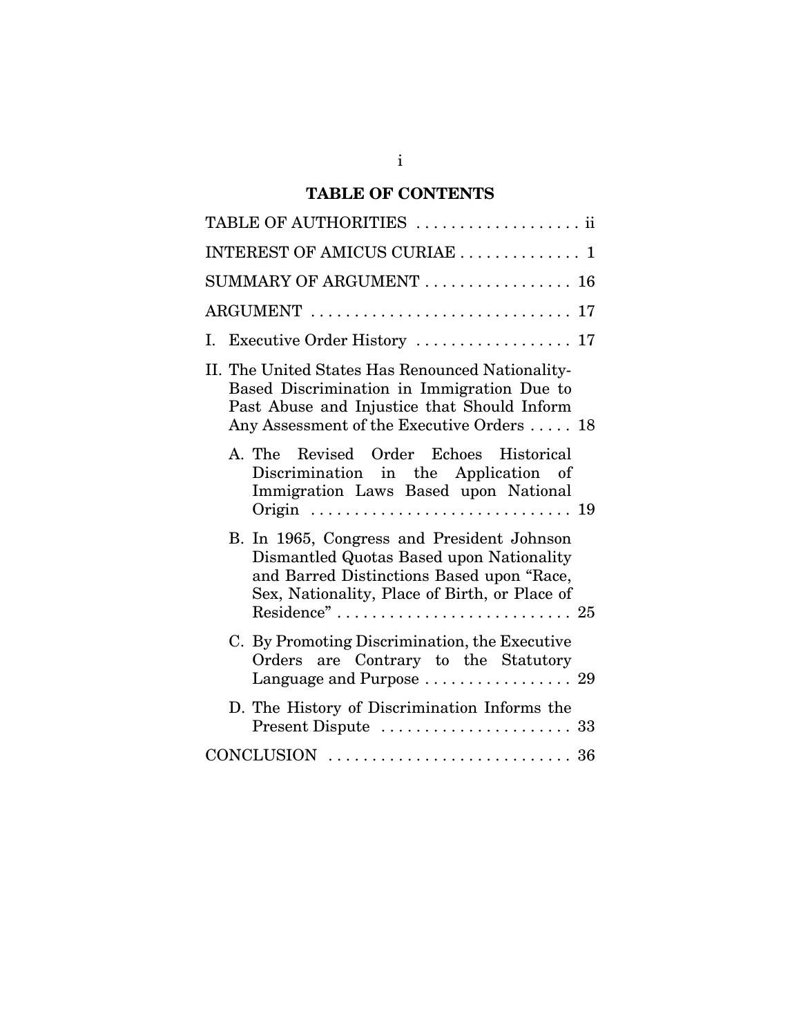# TABLE OF CONTENTS

TABLE OF AUTHORITIES . . . . . . . . . . . . . . . . . . . ii

INTEREST OF AMICUS CURIAE . . . . . . . . . . . . . . 1

SUMMARY OF ARGUMENT . . . . . . . . . . . . . . . . . 16

ARGUMENT . . . . . . . . . . . . . . . . . . . . . . . . . . . . . 17

I. Executive Order History . . . . . . . . . . . . . . . . . . 17

II. The United States Has Renounced Nationality-Based Discrimination in Immigration Due to Past Abuse and Injustice that Should Inform Any Assessment of the Executive Orders . . . . . 18

   A. The Revised Order Echoes Historical Discrimination in the Application of Immigration Laws Based upon National Origin . . . . . . . . . . . . . . . . . . . . . . . . . . . . . 19

   B. In 1965, Congress and President Johnson Dismantled Quotas Based upon Nationality and Barred Distinctions Based upon "Race, Sex, Nationality, Place of Birth, or Place of Residence" . . . . . . . . . . . . . . . . . . . . . . . . . . . 25

   C. By Promoting Discrimination, the Executive Orders are Contrary to the Statutory Language and Purpose . . . . . . . . . . . . . . . . . 29

   D. The History of Discrimination Informs the Present Dispute . . . . . . . . . . . . . . . . . . . . . . 33

CONCLUSION . . . . . . . . . . . . . . . . . . . . . . . . . . . . 36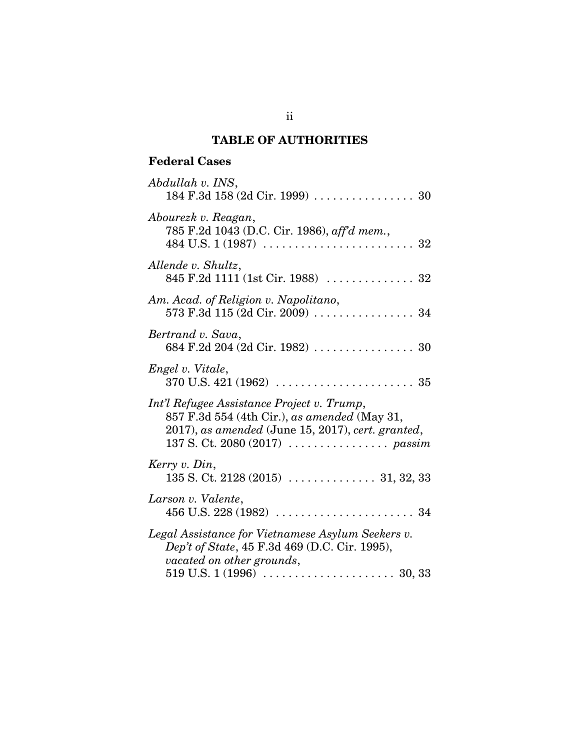## TABLE OF AUTHORITIES

### Federal Cases

*Abdullah v. INS*,
184 F.3d 158 (2d Cir. 1999) . . . . . . . . . . . . . . . . 30

*Abourezk v. Reagan*,
785 F.2d 1043 (D.C. Cir. 1986), *aff'd mem.*,
484 U.S. 1 (1987) . . . . . . . . . . . . . . . . . . . . . . . . 32

*Allende v. Shultz*,
845 F.2d 1111 (1st Cir. 1988) . . . . . . . . . . . . . . 32

*Am. Acad. of Religion v. Napolitano*,
573 F.3d 115 (2d Cir. 2009) . . . . . . . . . . . . . . . . 34

*Bertrand v. Sava*,
684 F.2d 204 (2d Cir. 1982) . . . . . . . . . . . . . . . . 30

*Engel v. Vitale*,
370 U.S. 421 (1962) . . . . . . . . . . . . . . . . . . . . . . 35

*Int'l Refugee Assistance Project v. Trump*,
857 F.3d 554 (4th Cir.), *as amended* (May 31, 2017), *as amended* (June 15, 2017), *cert. granted*,
137 S. Ct. 2080 (2017) . . . . . . . . . . . . . . . . *passim*

*Kerry v. Din*,
135 S. Ct. 2128 (2015) . . . . . . . . . . . . . . 31, 32, 33

*Larson v. Valente*,
456 U.S. 228 (1982) . . . . . . . . . . . . . . . . . . . . . . 34

*Legal Assistance for Vietnamese Asylum Seekers v. Dep't of State*, 45 F.3d 469 (D.C. Cir. 1995), *vacated on other grounds*,
519 U.S. 1 (1996) . . . . . . . . . . . . . . . . . . . . . 30, 33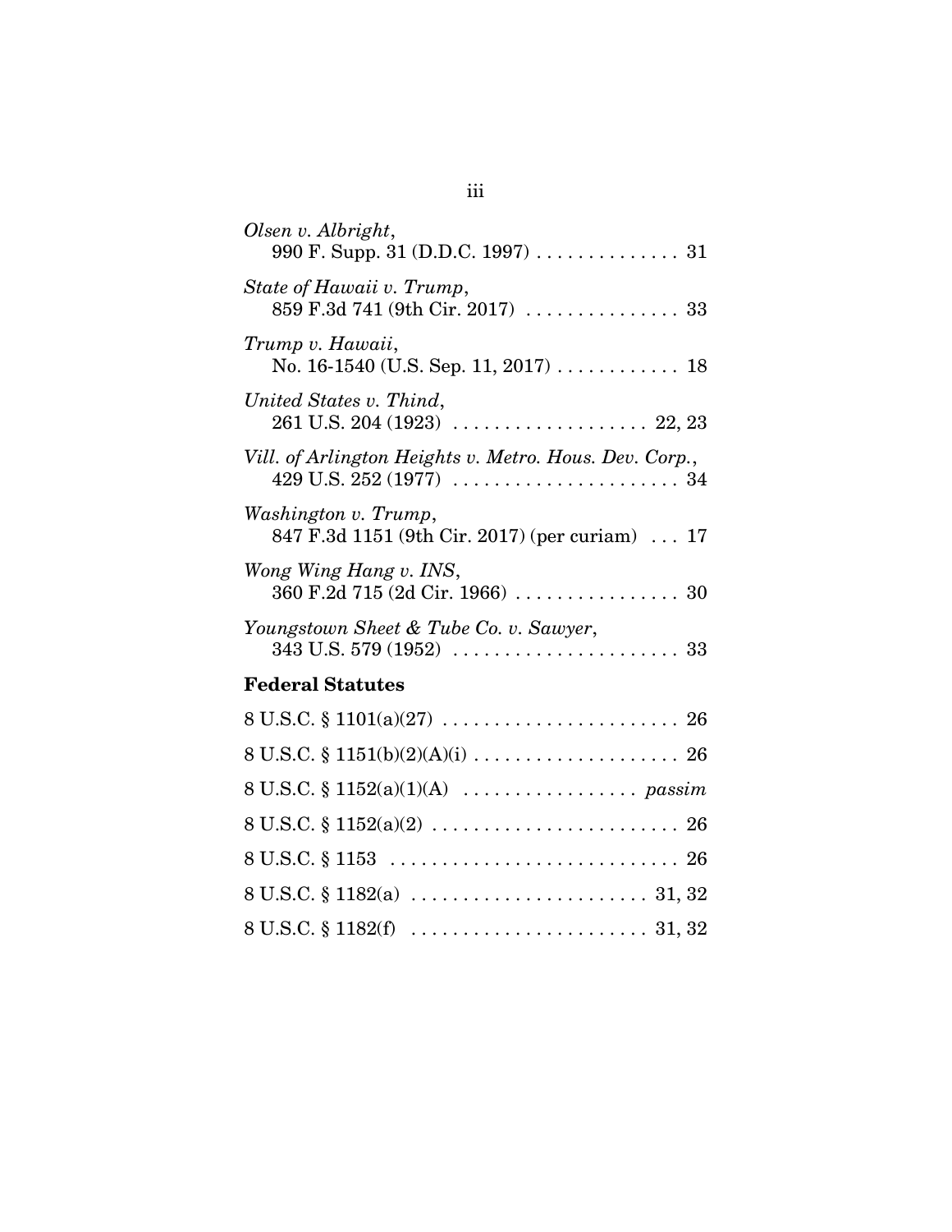*Olsen v. Albright*,
990 F. Supp. 31 (D.D.C. 1997) . . . . . . . . . . . . . . 31

*State of Hawaii v. Trump*,
859 F.3d 741 (9th Cir. 2017) . . . . . . . . . . . . . . . 33

*Trump v. Hawaii*,
No. 16-1540 (U.S. Sep. 11, 2017) . . . . . . . . . . . . 18

*United States v. Thind*,
261 U.S. 204 (1923) . . . . . . . . . . . . . . . . . . . 22, 23

*Vill. of Arlington Heights v. Metro. Hous. Dev. Corp.*,
429 U.S. 252 (1977) . . . . . . . . . . . . . . . . . . . . . . 34

*Washington v. Trump*,
847 F.3d 1151 (9th Cir. 2017) (per curiam) . . . 17

*Wong Wing Hang v. INS*,
360 F.2d 715 (2d Cir. 1966) . . . . . . . . . . . . . . . . 30

*Youngstown Sheet & Tube Co. v. Sawyer*,
343 U.S. 579 (1952) . . . . . . . . . . . . . . . . . . . . . . 33

**Federal Statutes**

8 U.S.C. § 1101(a)(27) . . . . . . . . . . . . . . . . . . . . . . . 26

8 U.S.C. § 1151(b)(2)(A)(i) . . . . . . . . . . . . . . . . . . . . 26

8 U.S.C. § 1152(a)(1)(A) . . . . . . . . . . . . . . . . . *passim*

8 U.S.C. § 1152(a)(2) . . . . . . . . . . . . . . . . . . . . . . . . 26

8 U.S.C. § 1153 . . . . . . . . . . . . . . . . . . . . . . . . . . . . 26

8 U.S.C. § 1182(a) . . . . . . . . . . . . . . . . . . . . . . . 31, 32

8 U.S.C. § 1182(f) . . . . . . . . . . . . . . . . . . . . . . . 31, 32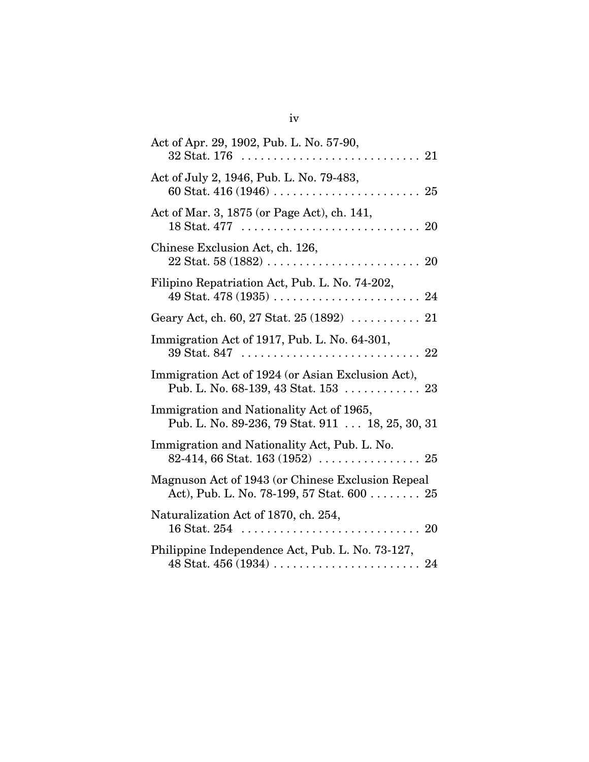Act of Apr. 29, 1902, Pub. L. No. 57-90, 32 Stat. 176 . . . . . . . . . . . . . . . . . . . . . . . . . . . . 21

Act of July 2, 1946, Pub. L. No. 79-483, 60 Stat. 416 (1946) . . . . . . . . . . . . . . . . . . . . . . . 25

Act of Mar. 3, 1875 (or Page Act), ch. 141, 18 Stat. 477 . . . . . . . . . . . . . . . . . . . . . . . . . . . . 20

Chinese Exclusion Act, ch. 126, 22 Stat. 58 (1882) . . . . . . . . . . . . . . . . . . . . . . . . 20

Filipino Repatriation Act, Pub. L. No. 74-202, 49 Stat. 478 (1935) . . . . . . . . . . . . . . . . . . . . . . . 24

Geary Act, ch. 60, 27 Stat. 25 (1892) . . . . . . . . . . . 21

Immigration Act of 1917, Pub. L. No. 64-301, 39 Stat. 847 . . . . . . . . . . . . . . . . . . . . . . . . . . . . 22

Immigration Act of 1924 (or Asian Exclusion Act), Pub. L. No. 68-139, 43 Stat. 153 . . . . . . . . . . . . 23

Immigration and Nationality Act of 1965, Pub. L. No. 89-236, 79 Stat. 911 . . . 18, 25, 30, 31

Immigration and Nationality Act, Pub. L. No. 82-414, 66 Stat. 163 (1952) . . . . . . . . . . . . . . . . 25

Magnuson Act of 1943 (or Chinese Exclusion Repeal Act), Pub. L. No. 78-199, 57 Stat. 600 . . . . . . . . 25

Naturalization Act of 1870, ch. 254, 16 Stat. 254 . . . . . . . . . . . . . . . . . . . . . . . . . . . . 20

Philippine Independence Act, Pub. L. No. 73-127, 48 Stat. 456 (1934) . . . . . . . . . . . . . . . . . . . . . . . 24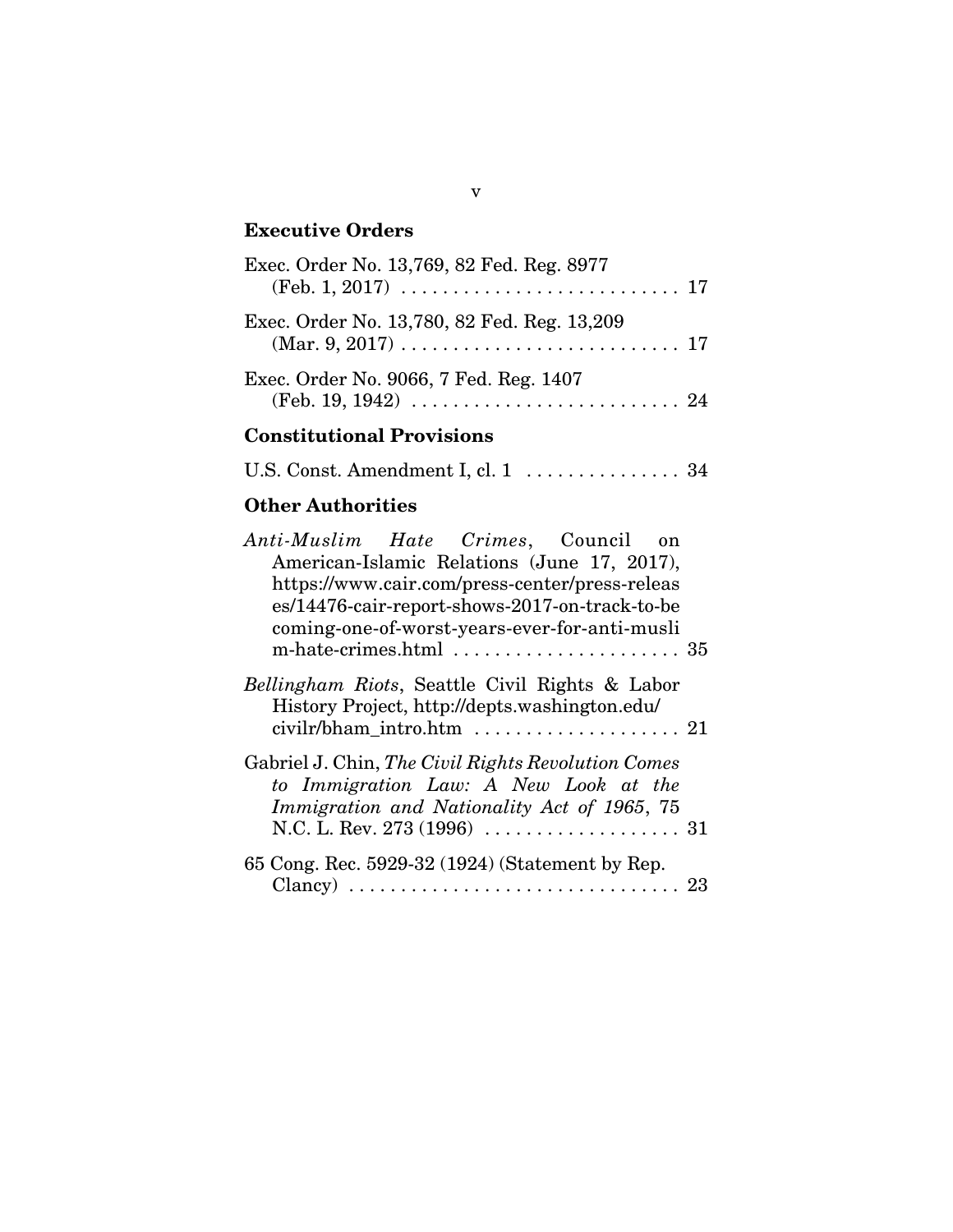### Executive Orders

Exec. Order No. 13,769, 82 Fed. Reg. 8977 (Feb. 1, 2017) . . . . . . . . . . . . . . . . . . . . . . . . . . 17

Exec. Order No. 13,780, 82 Fed. Reg. 13,209 (Mar. 9, 2017) . . . . . . . . . . . . . . . . . . . . . . . . . . . 17

Exec. Order No. 9066, 7 Fed. Reg. 1407 (Feb. 19, 1942) . . . . . . . . . . . . . . . . . . . . . . . . . . 24

### Constitutional Provisions

U.S. Const. Amendment I, cl. 1 . . . . . . . . . . . . . . . 34

### Other Authorities

*Anti-Muslim Hate Crimes*, Council on American-Islamic Relations (June 17, 2017), https://www.cair.com/press-center/press-releases/14476-cair-report-shows-2017-on-track-to-becoming-one-of-worst-years-ever-for-anti-muslim-hate-crimes.html . . . . . . . . . . . . . . . . . . . . . . 35

*Bellingham Riots*, Seattle Civil Rights & Labor History Project, http://depts.washington.edu/civilr/bham_intro.htm . . . . . . . . . . . . . . . . . . . . 21

Gabriel J. Chin, *The Civil Rights Revolution Comes to Immigration Law: A New Look at the Immigration and Nationality Act of 1965*, 75 N.C. L. Rev. 273 (1996) . . . . . . . . . . . . . . . . . . 31

65 Cong. Rec. 5929-32 (1924) (Statement by Rep. Clancy) . . . . . . . . . . . . . . . . . . . . . . . . . . . . . . . 23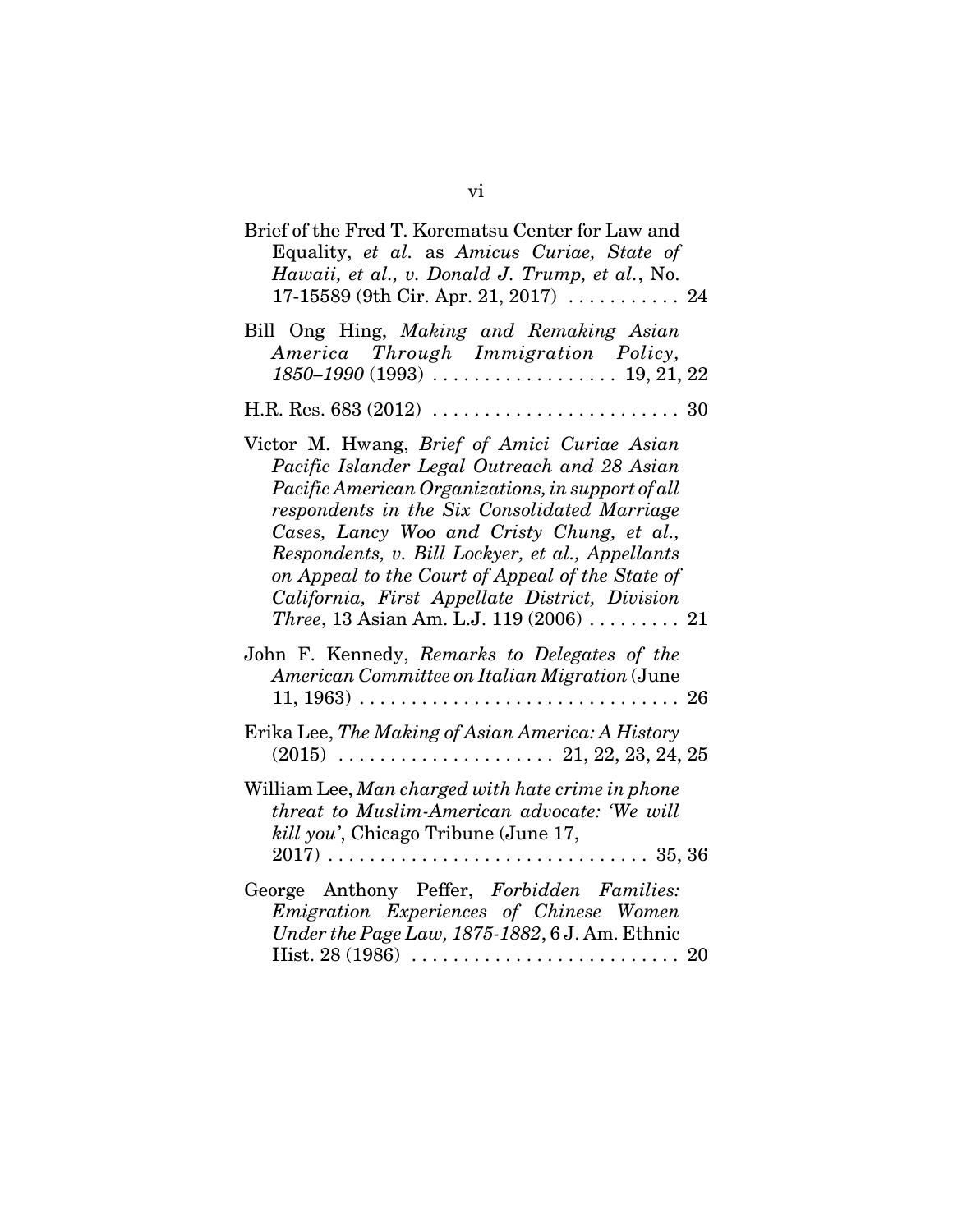Brief of the Fred T. Korematsu Center for Law and Equality, *et al.* as *Amicus Curiae, State of Hawaii, et al., v. Donald J. Trump, et al.*, No. 17-15589 (9th Cir. Apr. 21, 2017) . . . . . . . . . . . 24

Bill Ong Hing, *Making and Remaking Asian America Through Immigration Policy, 1850–1990* (1993) . . . . . . . . . . . . . . . . . . 19, 21, 22

H.R. Res. 683 (2012) . . . . . . . . . . . . . . . . . . . . . . . . 30

Victor M. Hwang, *Brief of Amici Curiae Asian Pacific Islander Legal Outreach and 28 Asian Pacific American Organizations, in support of all respondents in the Six Consolidated Marriage Cases, Lancy Woo and Cristy Chung, et al., Respondents, v. Bill Lockyer, et al., Appellants on Appeal to the Court of Appeal of the State of California, First Appellate District, Division Three*, 13 Asian Am. L.J. 119 (2006) . . . . . . . . . 21

John F. Kennedy, *Remarks to Delegates of the American Committee on Italian Migration* (June 11, 1963) . . . . . . . . . . . . . . . . . . . . . . . . . . . . . . 26

Erika Lee, *The Making of Asian America: A History* (2015) . . . . . . . . . . . . . . . . . . . . . 21, 22, 23, 24, 25

William Lee, *Man charged with hate crime in phone threat to Muslim-American advocate: 'We will kill you'*, Chicago Tribune (June 17, 2017) . . . . . . . . . . . . . . . . . . . . . . . . . . . . . . 35, 36

George Anthony Peffer, *Forbidden Families: Emigration Experiences of Chinese Women Under the Page Law, 1875-1882*, 6 J. Am. Ethnic Hist. 28 (1986) . . . . . . . . . . . . . . . . . . . . . . . . . . 20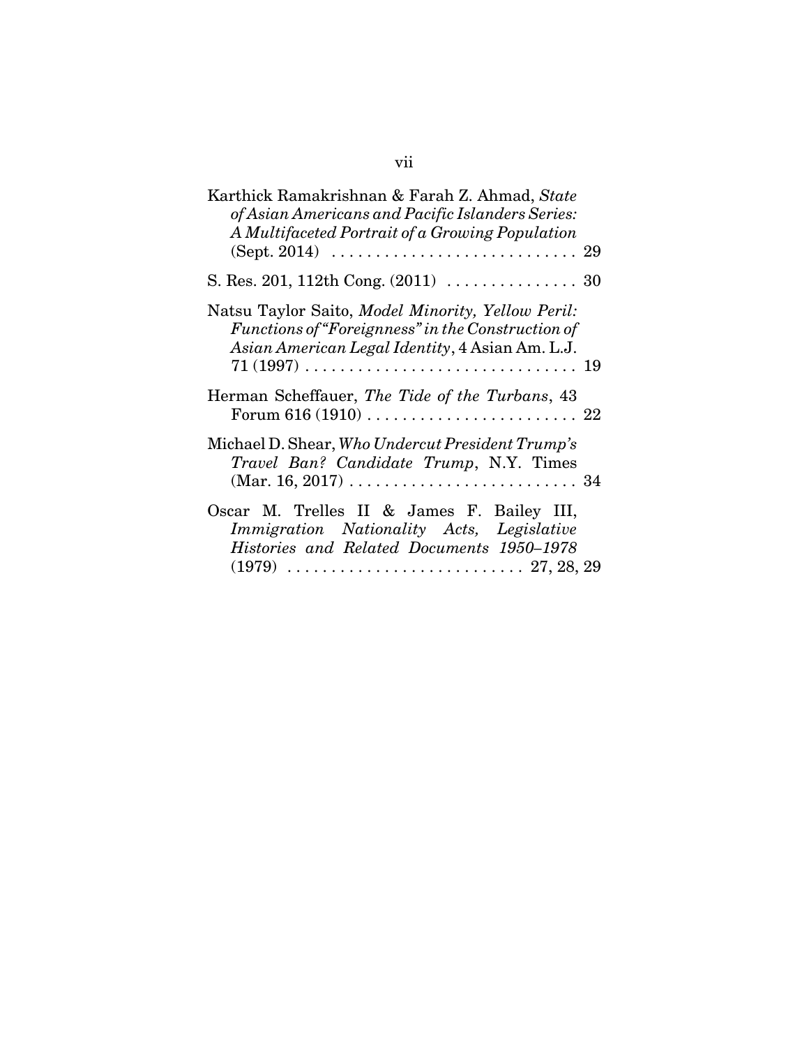Karthick Ramakrishnan & Farah Z. Ahmad, *State of Asian Americans and Pacific Islanders Series: A Multifaceted Portrait of a Growing Population* (Sept. 2014) . . . . . . . . . . . . . . . . . . . . . . . . . . . . 29

S. Res. 201, 112th Cong. (2011) . . . . . . . . . . . . . . . 30

Natsu Taylor Saito, *Model Minority, Yellow Peril: Functions of "Foreignness" in the Construction of Asian American Legal Identity*, 4 Asian Am. L.J. 71 (1997) . . . . . . . . . . . . . . . . . . . . . . . . . . . . . . . 19

Herman Scheffauer, *The Tide of the Turbans*, 43 Forum 616 (1910) . . . . . . . . . . . . . . . . . . . . . . . . 22

Michael D. Shear, *Who Undercut President Trump's Travel Ban? Candidate Trump*, N.Y. Times (Mar. 16, 2017) . . . . . . . . . . . . . . . . . . . . . . . . . . 34

Oscar M. Trelles II & James F. Bailey III, *Immigration Nationality Acts, Legislative Histories and Related Documents 1950–1978* (1979) . . . . . . . . . . . . . . . . . . . . . . . . . . 27, 28, 29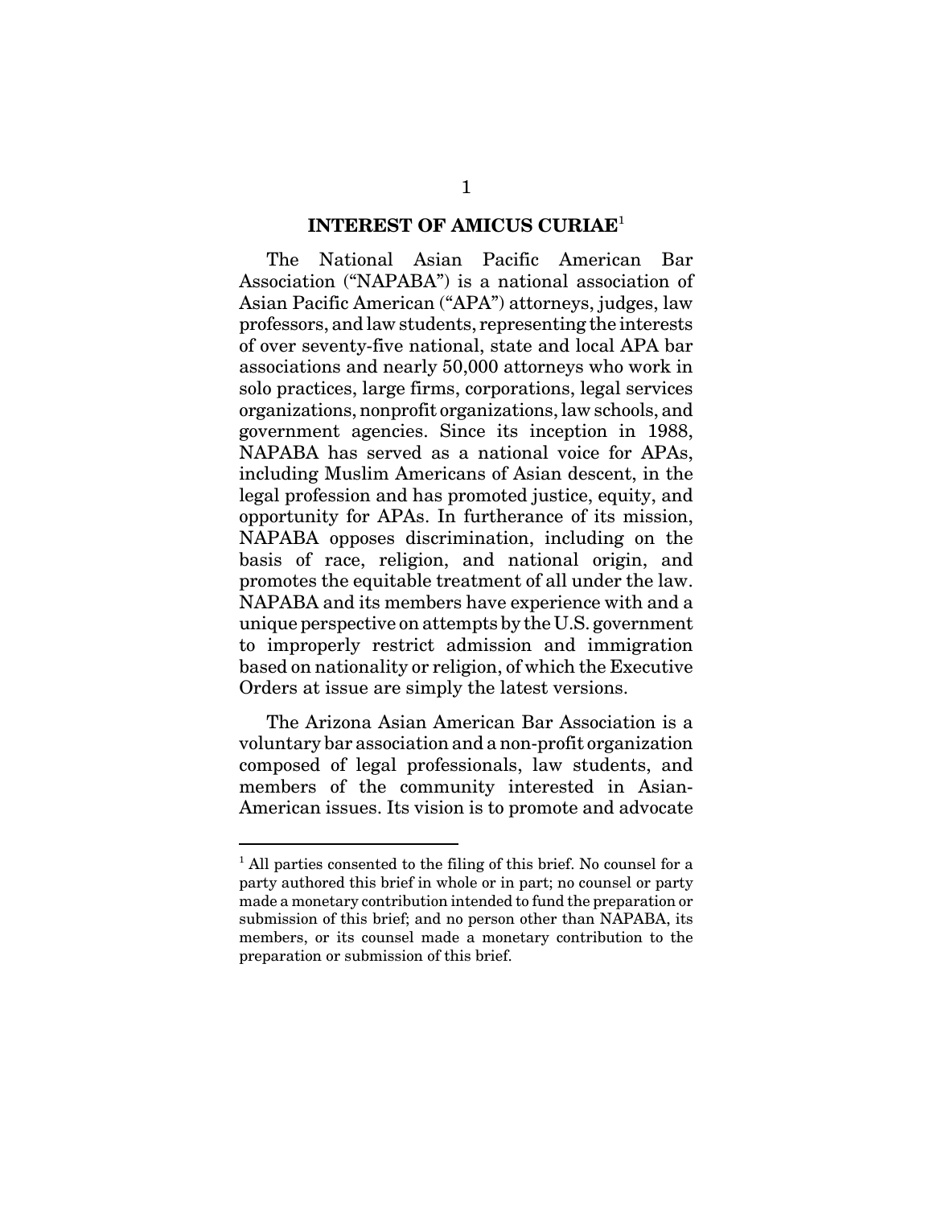## INTEREST OF AMICUS CURIAE[1]

The National Asian Pacific American Bar Association ("NAPABA") is a national association of Asian Pacific American ("APA") attorneys, judges, law professors, and law students, representing the interests of over seventy-five national, state and local APA bar associations and nearly 50,000 attorneys who work in solo practices, large firms, corporations, legal services organizations, nonprofit organizations, law schools, and government agencies. Since its inception in 1988, NAPABA has served as a national voice for APAs, including Muslim Americans of Asian descent, in the legal profession and has promoted justice, equity, and opportunity for APAs. In furtherance of its mission, NAPABA opposes discrimination, including on the basis of race, religion, and national origin, and promotes the equitable treatment of all under the law. NAPABA and its members have experience with and a unique perspective on attempts by the U.S. government to improperly restrict admission and immigration based on nationality or religion, of which the Executive Orders at issue are simply the latest versions.

The Arizona Asian American Bar Association is a voluntary bar association and a non-profit organization composed of legal professionals, law students, and members of the community interested in Asian-American issues. Its vision is to promote and advocate

[1] All parties consented to the filing of this brief. No counsel for a party authored this brief in whole or in part; no counsel or party made a monetary contribution intended to fund the preparation or submission of this brief; and no person other than NAPABA, its members, or its counsel made a monetary contribution to the preparation or submission of this brief.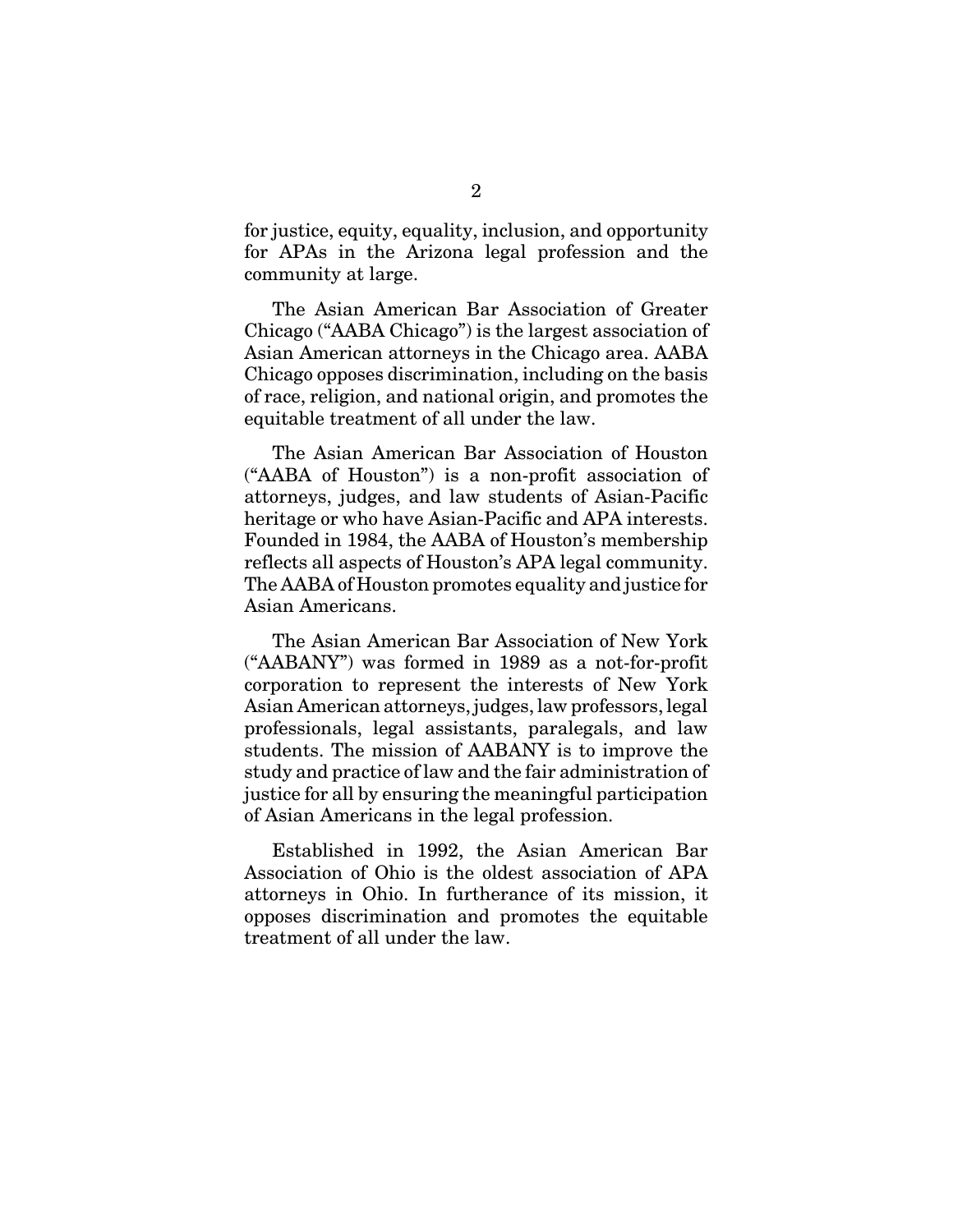for justice, equity, equality, inclusion, and opportunity for APAs in the Arizona legal profession and the community at large.

The Asian American Bar Association of Greater Chicago ("AABA Chicago") is the largest association of Asian American attorneys in the Chicago area. AABA Chicago opposes discrimination, including on the basis of race, religion, and national origin, and promotes the equitable treatment of all under the law.

The Asian American Bar Association of Houston ("AABA of Houston") is a non-profit association of attorneys, judges, and law students of Asian-Pacific heritage or who have Asian-Pacific and APA interests. Founded in 1984, the AABA of Houston's membership reflects all aspects of Houston's APA legal community. The AABA of Houston promotes equality and justice for Asian Americans.

The Asian American Bar Association of New York ("AABANY") was formed in 1989 as a not-for-profit corporation to represent the interests of New York Asian American attorneys, judges, law professors, legal professionals, legal assistants, paralegals, and law students. The mission of AABANY is to improve the study and practice of law and the fair administration of justice for all by ensuring the meaningful participation of Asian Americans in the legal profession.

Established in 1992, the Asian American Bar Association of Ohio is the oldest association of APA attorneys in Ohio. In furtherance of its mission, it opposes discrimination and promotes the equitable treatment of all under the law.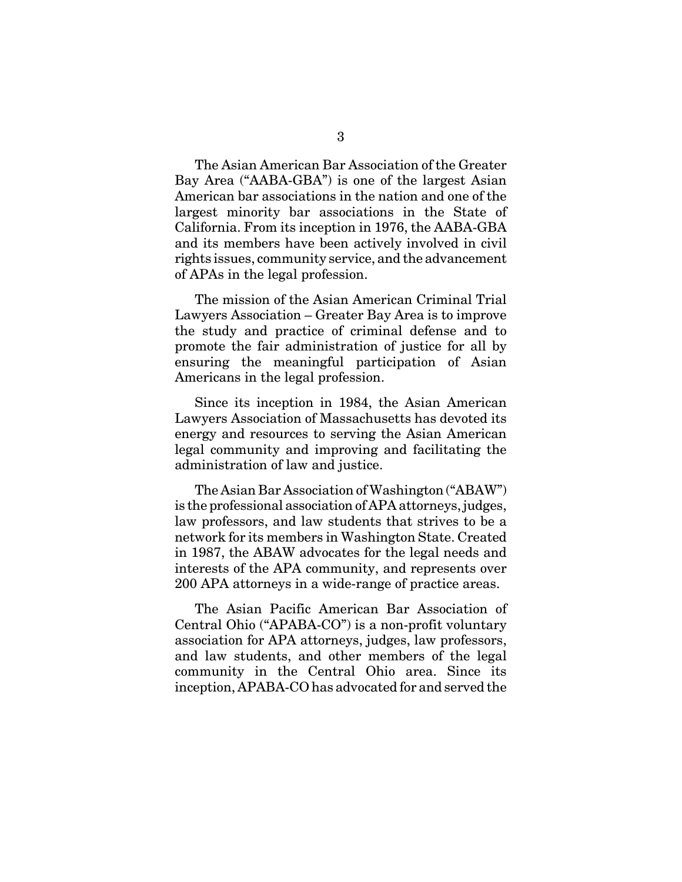The Asian American Bar Association of the Greater Bay Area ("AABA-GBA") is one of the largest Asian American bar associations in the nation and one of the largest minority bar associations in the State of California. From its inception in 1976, the AABA-GBA and its members have been actively involved in civil rights issues, community service, and the advancement of APAs in the legal profession.

The mission of the Asian American Criminal Trial Lawyers Association – Greater Bay Area is to improve the study and practice of criminal defense and to promote the fair administration of justice for all by ensuring the meaningful participation of Asian Americans in the legal profession.

Since its inception in 1984, the Asian American Lawyers Association of Massachusetts has devoted its energy and resources to serving the Asian American legal community and improving and facilitating the administration of law and justice.

The Asian Bar Association of Washington ("ABAW") is the professional association of APA attorneys, judges, law professors, and law students that strives to be a network for its members in Washington State. Created in 1987, the ABAW advocates for the legal needs and interests of the APA community, and represents over 200 APA attorneys in a wide-range of practice areas.

The Asian Pacific American Bar Association of Central Ohio ("APABA-CO") is a non-profit voluntary association for APA attorneys, judges, law professors, and law students, and other members of the legal community in the Central Ohio area. Since its inception, APABA-CO has advocated for and served the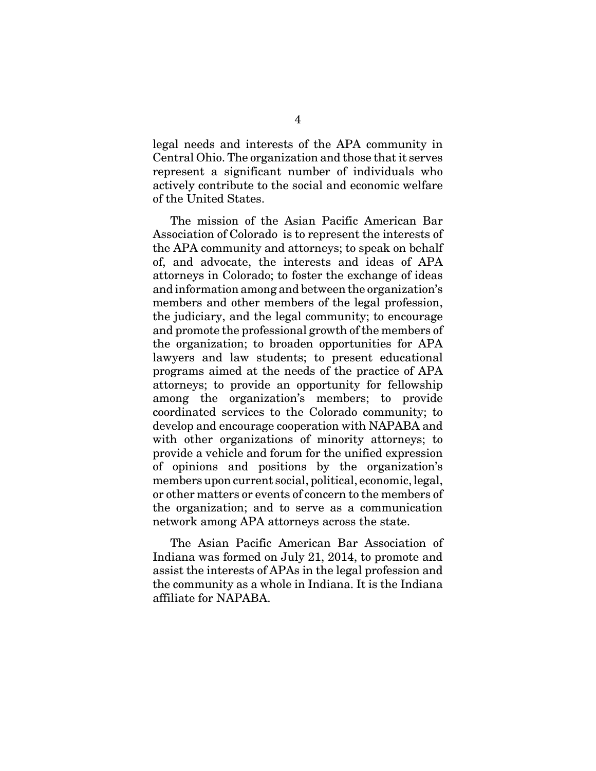legal needs and interests of the APA community in Central Ohio. The organization and those that it serves represent a significant number of individuals who actively contribute to the social and economic welfare of the United States.

The mission of the Asian Pacific American Bar Association of Colorado is to represent the interests of the APA community and attorneys; to speak on behalf of, and advocate, the interests and ideas of APA attorneys in Colorado; to foster the exchange of ideas and information among and between the organization's members and other members of the legal profession, the judiciary, and the legal community; to encourage and promote the professional growth of the members of the organization; to broaden opportunities for APA lawyers and law students; to present educational programs aimed at the needs of the practice of APA attorneys; to provide an opportunity for fellowship among the organization's members; to provide coordinated services to the Colorado community; to develop and encourage cooperation with NAPABA and with other organizations of minority attorneys; to provide a vehicle and forum for the unified expression of opinions and positions by the organization's members upon current social, political, economic, legal, or other matters or events of concern to the members of the organization; and to serve as a communication network among APA attorneys across the state.

The Asian Pacific American Bar Association of Indiana was formed on July 21, 2014, to promote and assist the interests of APAs in the legal profession and the community as a whole in Indiana. It is the Indiana affiliate for NAPABA.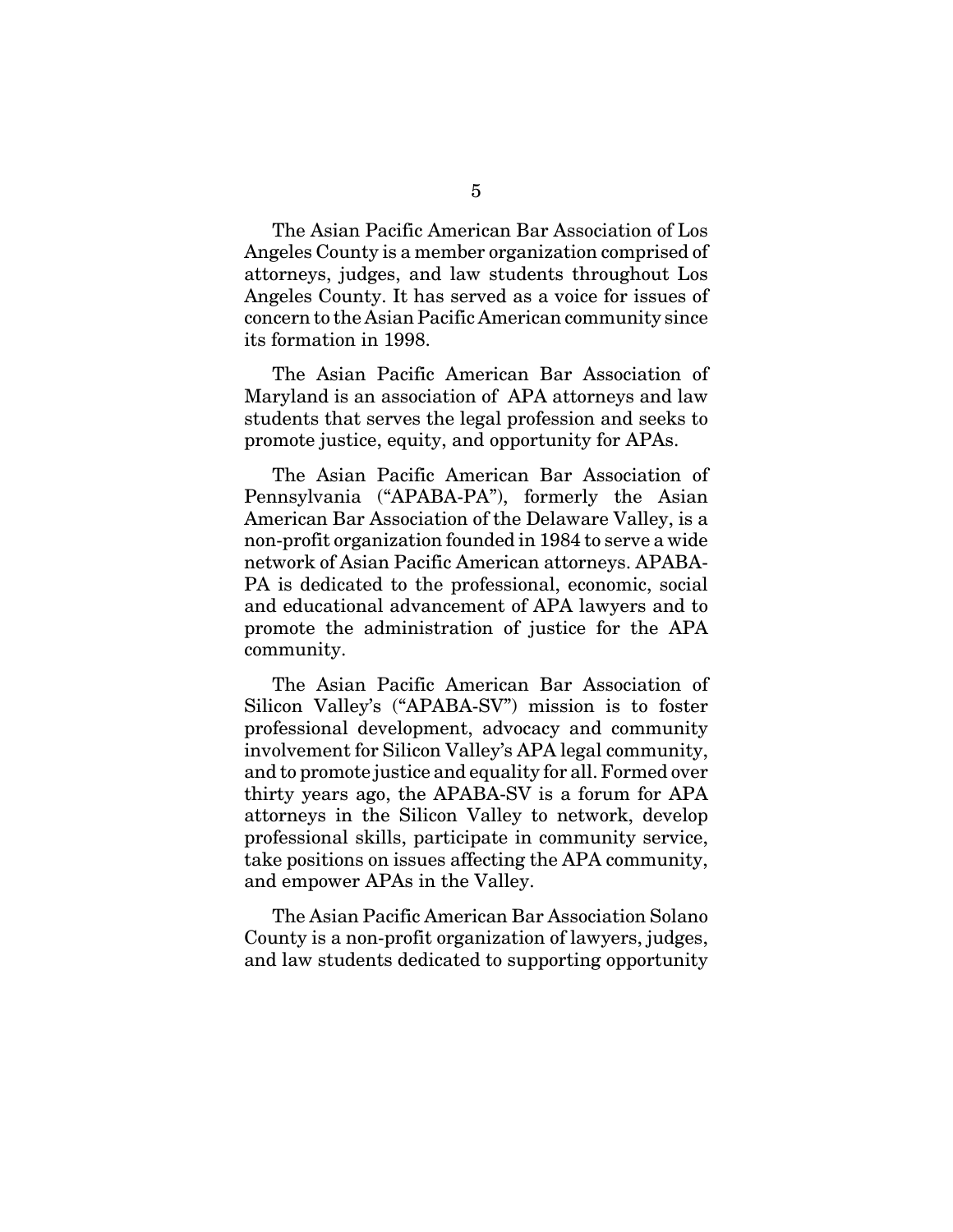The Asian Pacific American Bar Association of Los Angeles County is a member organization comprised of attorneys, judges, and law students throughout Los Angeles County. It has served as a voice for issues of concern to the Asian Pacific American community since its formation in 1998.

The Asian Pacific American Bar Association of Maryland is an association of APA attorneys and law students that serves the legal profession and seeks to promote justice, equity, and opportunity for APAs.

The Asian Pacific American Bar Association of Pennsylvania ("APABA-PA"), formerly the Asian American Bar Association of the Delaware Valley, is a non-profit organization founded in 1984 to serve a wide network of Asian Pacific American attorneys. APABA-PA is dedicated to the professional, economic, social and educational advancement of APA lawyers and to promote the administration of justice for the APA community.

The Asian Pacific American Bar Association of Silicon Valley's ("APABA-SV") mission is to foster professional development, advocacy and community involvement for Silicon Valley's APA legal community, and to promote justice and equality for all. Formed over thirty years ago, the APABA-SV is a forum for APA attorneys in the Silicon Valley to network, develop professional skills, participate in community service, take positions on issues affecting the APA community, and empower APAs in the Valley.

The Asian Pacific American Bar Association Solano County is a non-profit organization of lawyers, judges, and law students dedicated to supporting opportunity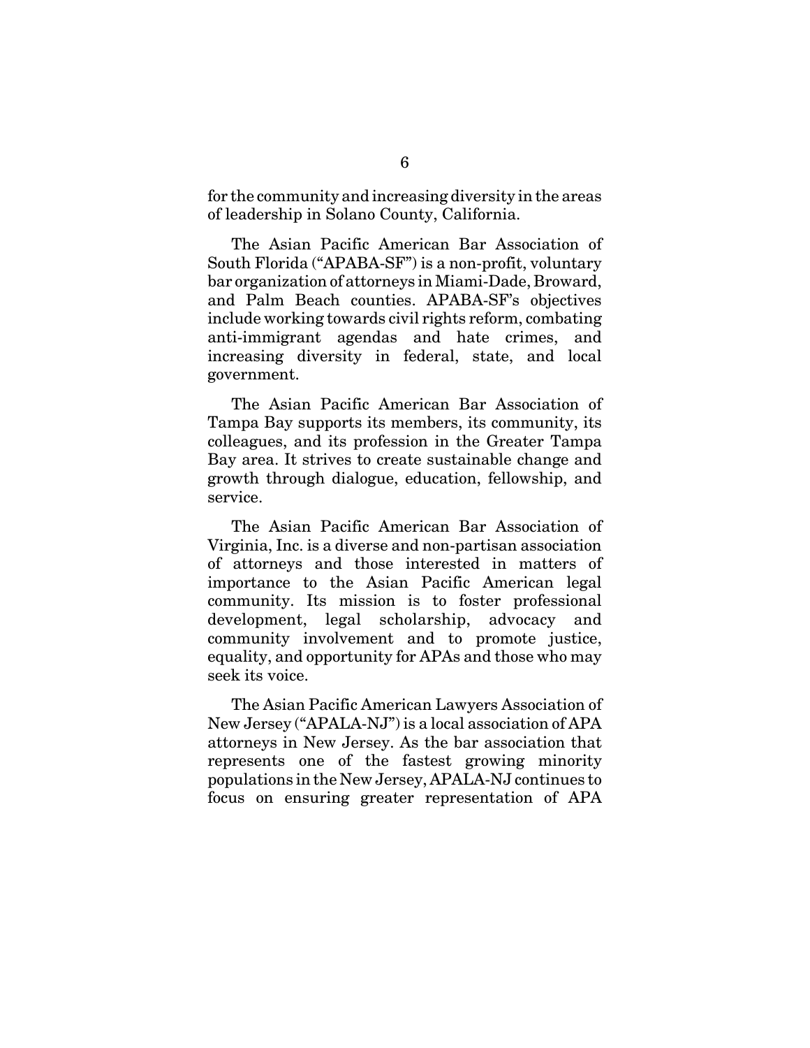for the community and increasing diversity in the areas of leadership in Solano County, California.

The Asian Pacific American Bar Association of South Florida ("APABA-SF") is a non-profit, voluntary bar organization of attorneys in Miami-Dade, Broward, and Palm Beach counties. APABA-SF's objectives include working towards civil rights reform, combating anti-immigrant agendas and hate crimes, and increasing diversity in federal, state, and local government.

The Asian Pacific American Bar Association of Tampa Bay supports its members, its community, its colleagues, and its profession in the Greater Tampa Bay area. It strives to create sustainable change and growth through dialogue, education, fellowship, and service.

The Asian Pacific American Bar Association of Virginia, Inc. is a diverse and non-partisan association of attorneys and those interested in matters of importance to the Asian Pacific American legal community. Its mission is to foster professional development, legal scholarship, advocacy and community involvement and to promote justice, equality, and opportunity for APAs and those who may seek its voice.

The Asian Pacific American Lawyers Association of New Jersey ("APALA-NJ") is a local association of APA attorneys in New Jersey. As the bar association that represents one of the fastest growing minority populations in the New Jersey, APALA-NJ continues to focus on ensuring greater representation of APA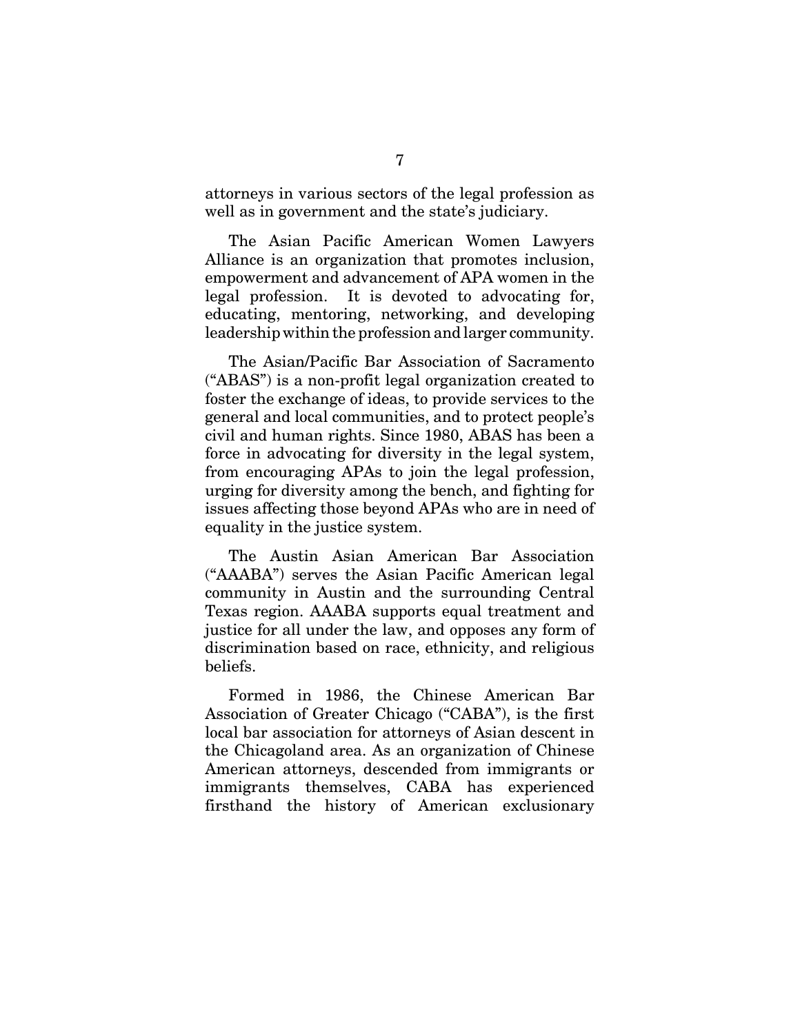attorneys in various sectors of the legal profession as well as in government and the state's judiciary.

The Asian Pacific American Women Lawyers Alliance is an organization that promotes inclusion, empowerment and advancement of APA women in the legal profession. It is devoted to advocating for, educating, mentoring, networking, and developing leadership within the profession and larger community.

The Asian/Pacific Bar Association of Sacramento ("ABAS") is a non-profit legal organization created to foster the exchange of ideas, to provide services to the general and local communities, and to protect people's civil and human rights. Since 1980, ABAS has been a force in advocating for diversity in the legal system, from encouraging APAs to join the legal profession, urging for diversity among the bench, and fighting for issues affecting those beyond APAs who are in need of equality in the justice system.

The Austin Asian American Bar Association ("AAABA") serves the Asian Pacific American legal community in Austin and the surrounding Central Texas region. AAABA supports equal treatment and justice for all under the law, and opposes any form of discrimination based on race, ethnicity, and religious beliefs.

Formed in 1986, the Chinese American Bar Association of Greater Chicago ("CABA"), is the first local bar association for attorneys of Asian descent in the Chicagoland area. As an organization of Chinese American attorneys, descended from immigrants or immigrants themselves, CABA has experienced firsthand the history of American exclusionary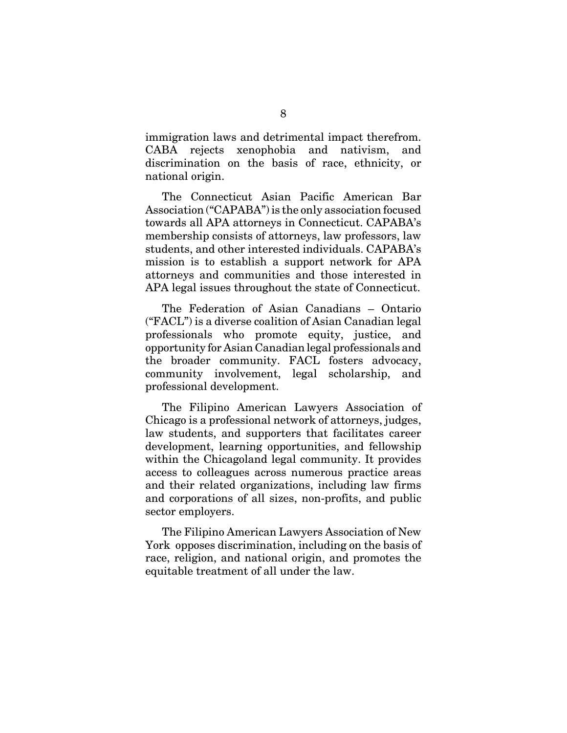immigration laws and detrimental impact therefrom. CABA rejects xenophobia and nativism, and discrimination on the basis of race, ethnicity, or national origin.

The Connecticut Asian Pacific American Bar Association ("CAPABA") is the only association focused towards all APA attorneys in Connecticut. CAPABA's membership consists of attorneys, law professors, law students, and other interested individuals. CAPABA's mission is to establish a support network for APA attorneys and communities and those interested in APA legal issues throughout the state of Connecticut.

The Federation of Asian Canadians – Ontario ("FACL") is a diverse coalition of Asian Canadian legal professionals who promote equity, justice, and opportunity for Asian Canadian legal professionals and the broader community. FACL fosters advocacy, community involvement, legal scholarship, and professional development.

The Filipino American Lawyers Association of Chicago is a professional network of attorneys, judges, law students, and supporters that facilitates career development, learning opportunities, and fellowship within the Chicagoland legal community. It provides access to colleagues across numerous practice areas and their related organizations, including law firms and corporations of all sizes, non-profits, and public sector employers.

The Filipino American Lawyers Association of New York opposes discrimination, including on the basis of race, religion, and national origin, and promotes the equitable treatment of all under the law.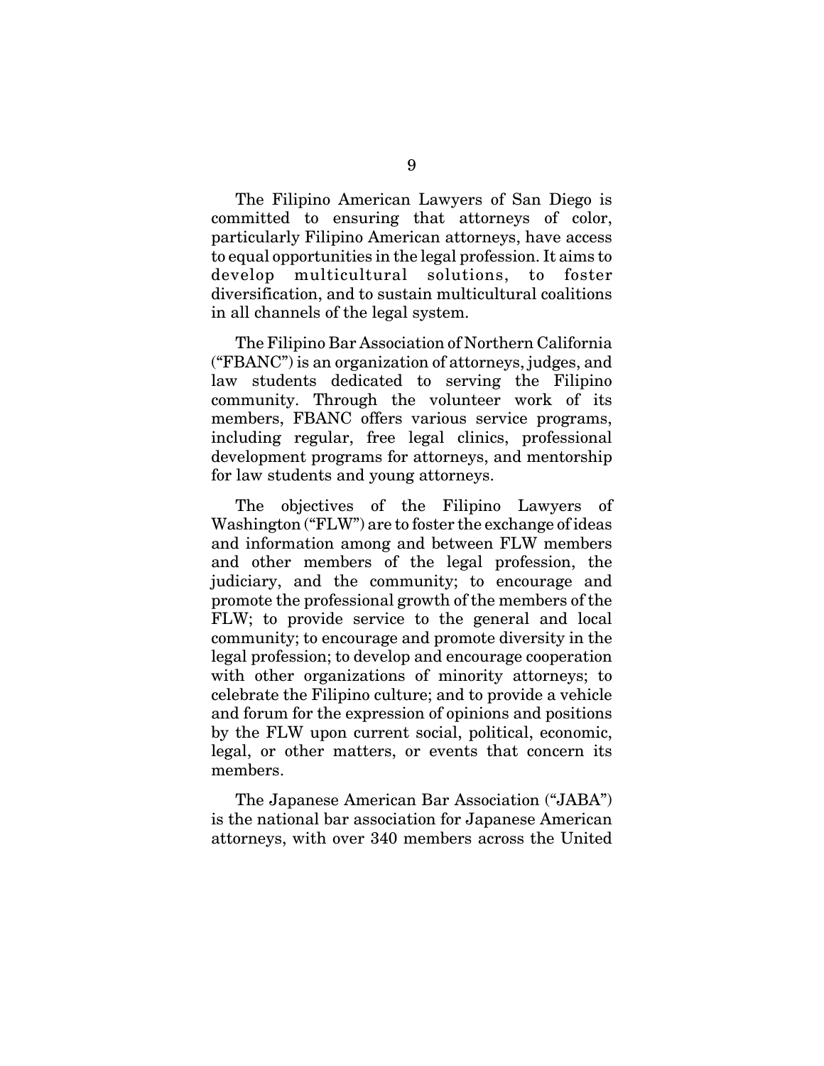The Filipino American Lawyers of San Diego is committed to ensuring that attorneys of color, particularly Filipino American attorneys, have access to equal opportunities in the legal profession. It aims to develop multicultural solutions, to foster diversification, and to sustain multicultural coalitions in all channels of the legal system.

The Filipino Bar Association of Northern California ("FBANC") is an organization of attorneys, judges, and law students dedicated to serving the Filipino community. Through the volunteer work of its members, FBANC offers various service programs, including regular, free legal clinics, professional development programs for attorneys, and mentorship for law students and young attorneys.

The objectives of the Filipino Lawyers of Washington ("FLW") are to foster the exchange of ideas and information among and between FLW members and other members of the legal profession, the judiciary, and the community; to encourage and promote the professional growth of the members of the FLW; to provide service to the general and local community; to encourage and promote diversity in the legal profession; to develop and encourage cooperation with other organizations of minority attorneys; to celebrate the Filipino culture; and to provide a vehicle and forum for the expression of opinions and positions by the FLW upon current social, political, economic, legal, or other matters, or events that concern its members.

The Japanese American Bar Association ("JABA") is the national bar association for Japanese American attorneys, with over 340 members across the United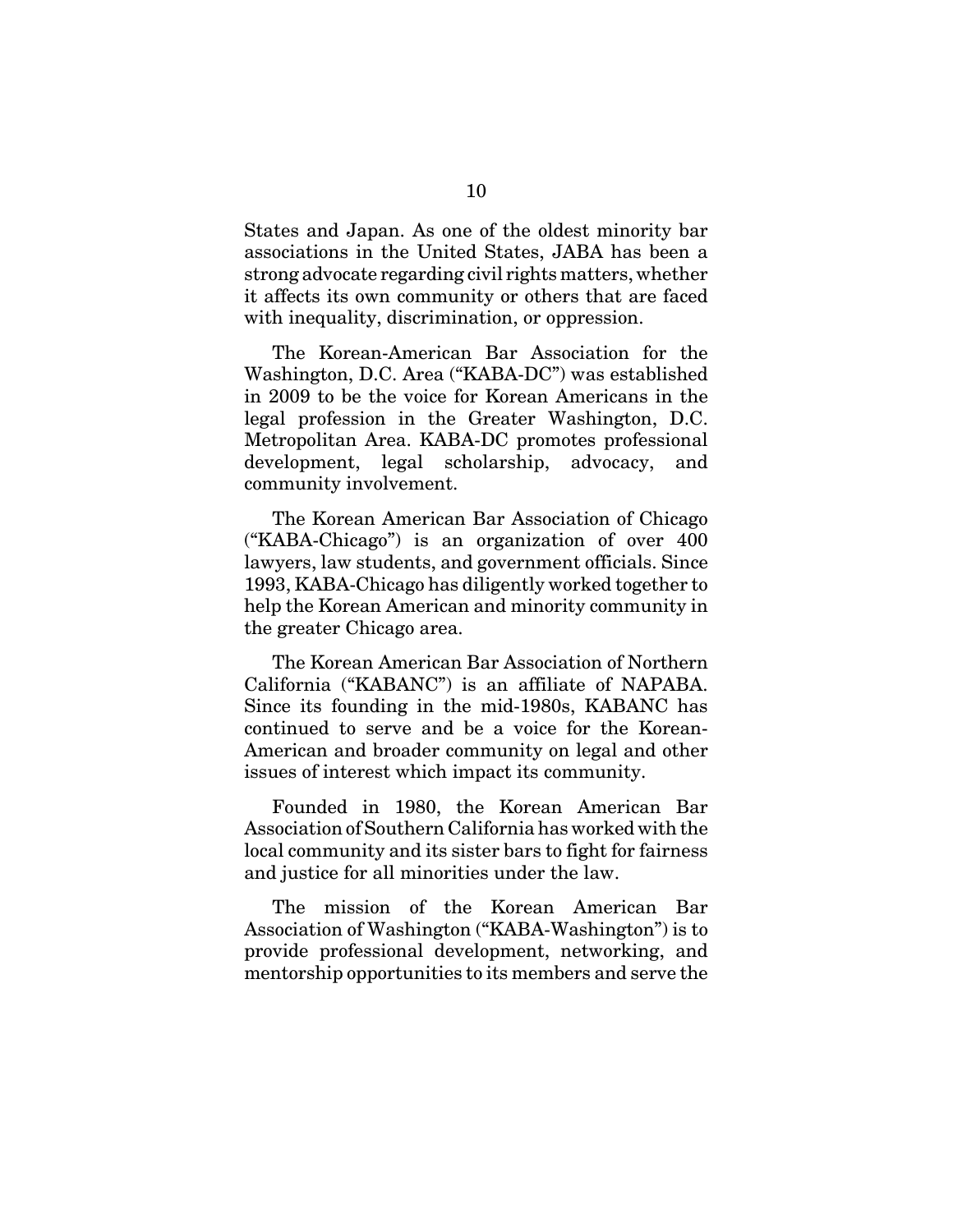States and Japan. As one of the oldest minority bar associations in the United States, JABA has been a strong advocate regarding civil rights matters, whether it affects its own community or others that are faced with inequality, discrimination, or oppression.

The Korean-American Bar Association for the Washington, D.C. Area ("KABA-DC") was established in 2009 to be the voice for Korean Americans in the legal profession in the Greater Washington, D.C. Metropolitan Area. KABA-DC promotes professional development, legal scholarship, advocacy, and community involvement.

The Korean American Bar Association of Chicago ("KABA-Chicago") is an organization of over 400 lawyers, law students, and government officials. Since 1993, KABA-Chicago has diligently worked together to help the Korean American and minority community in the greater Chicago area.

The Korean American Bar Association of Northern California ("KABANC") is an affiliate of NAPABA. Since its founding in the mid-1980s, KABANC has continued to serve and be a voice for the Korean-American and broader community on legal and other issues of interest which impact its community.

Founded in 1980, the Korean American Bar Association of Southern California has worked with the local community and its sister bars to fight for fairness and justice for all minorities under the law.

The mission of the Korean American Bar Association of Washington ("KABA-Washington") is to provide professional development, networking, and mentorship opportunities to its members and serve the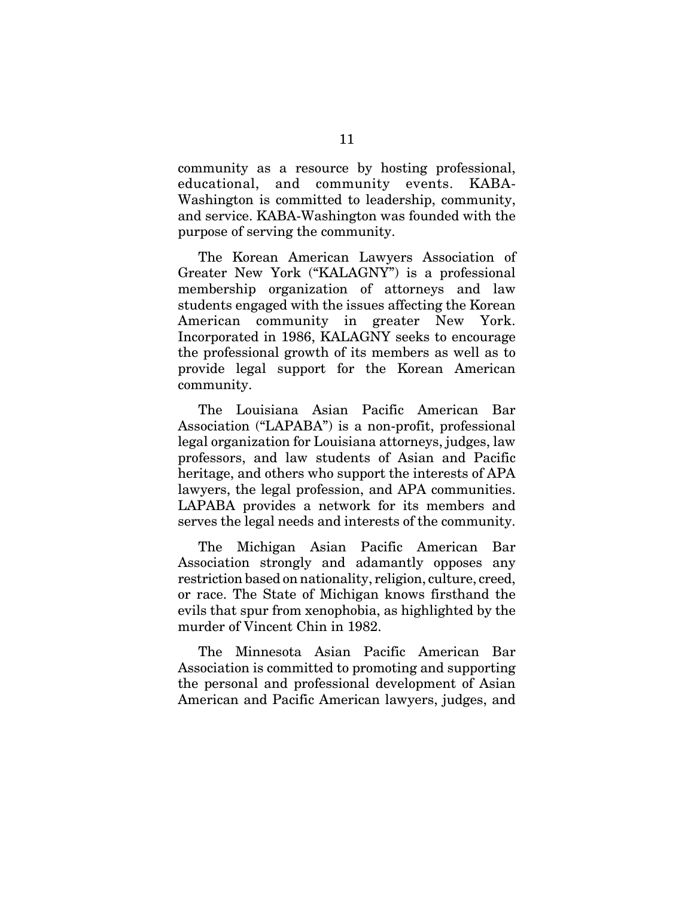community as a resource by hosting professional, educational, and community events. KABA-Washington is committed to leadership, community, and service. KABA-Washington was founded with the purpose of serving the community.

The Korean American Lawyers Association of Greater New York ("KALAGNY") is a professional membership organization of attorneys and law students engaged with the issues affecting the Korean American community in greater New York. Incorporated in 1986, KALAGNY seeks to encourage the professional growth of its members as well as to provide legal support for the Korean American community.

The Louisiana Asian Pacific American Bar Association ("LAPABA") is a non-profit, professional legal organization for Louisiana attorneys, judges, law professors, and law students of Asian and Pacific heritage, and others who support the interests of APA lawyers, the legal profession, and APA communities. LAPABA provides a network for its members and serves the legal needs and interests of the community.

The Michigan Asian Pacific American Bar Association strongly and adamantly opposes any restriction based on nationality, religion, culture, creed, or race. The State of Michigan knows firsthand the evils that spur from xenophobia, as highlighted by the murder of Vincent Chin in 1982.

The Minnesota Asian Pacific American Bar Association is committed to promoting and supporting the personal and professional development of Asian American and Pacific American lawyers, judges, and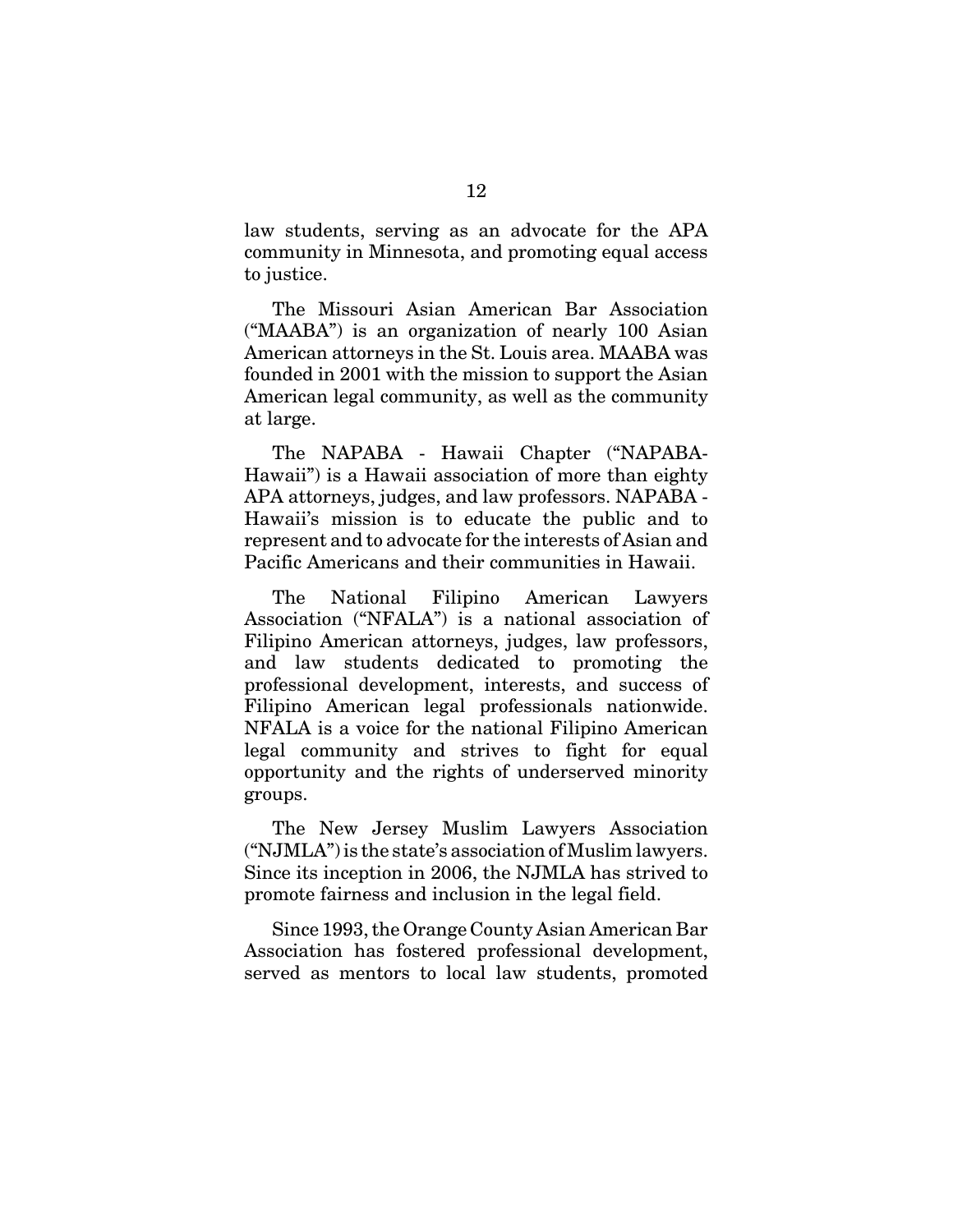law students, serving as an advocate for the APA community in Minnesota, and promoting equal access to justice.

The Missouri Asian American Bar Association ("MAABA") is an organization of nearly 100 Asian American attorneys in the St. Louis area. MAABA was founded in 2001 with the mission to support the Asian American legal community, as well as the community at large.

The NAPABA - Hawaii Chapter ("NAPABA-Hawaii") is a Hawaii association of more than eighty APA attorneys, judges, and law professors. NAPABA - Hawaii's mission is to educate the public and to represent and to advocate for the interests of Asian and Pacific Americans and their communities in Hawaii.

The National Filipino American Lawyers Association ("NFALA") is a national association of Filipino American attorneys, judges, law professors, and law students dedicated to promoting the professional development, interests, and success of Filipino American legal professionals nationwide. NFALA is a voice for the national Filipino American legal community and strives to fight for equal opportunity and the rights of underserved minority groups.

The New Jersey Muslim Lawyers Association ("NJMLA") is the state's association of Muslim lawyers. Since its inception in 2006, the NJMLA has strived to promote fairness and inclusion in the legal field.

Since 1993, the Orange County Asian American Bar Association has fostered professional development, served as mentors to local law students, promoted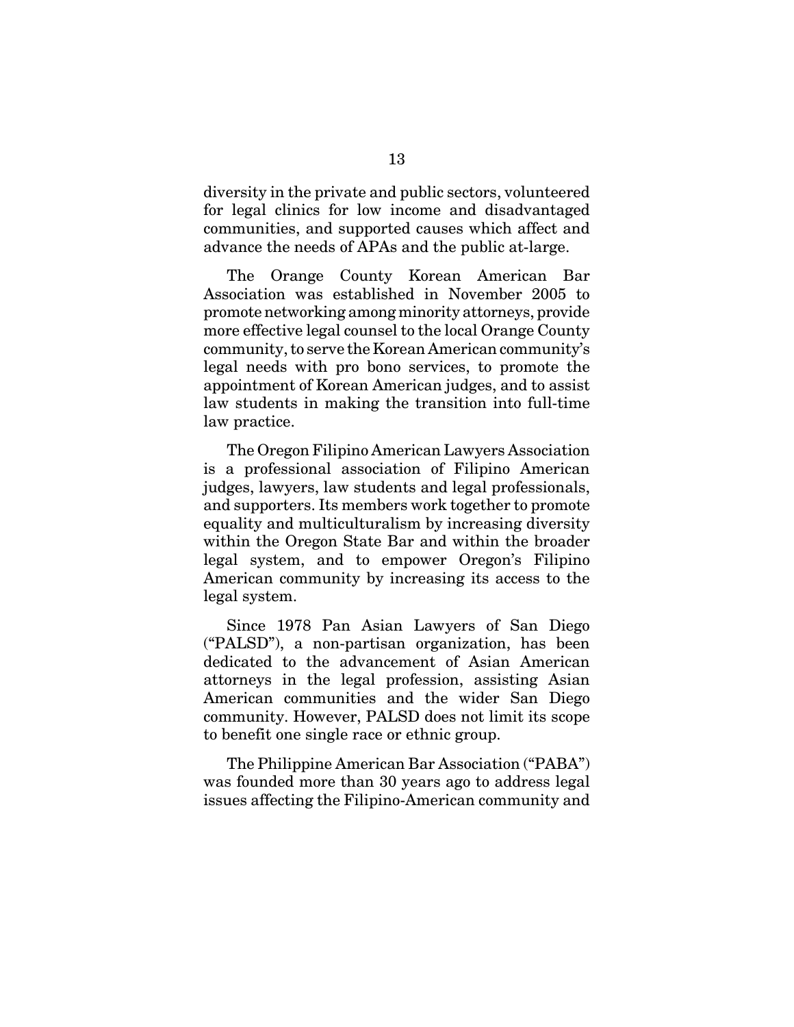diversity in the private and public sectors, volunteered for legal clinics for low income and disadvantaged communities, and supported causes which affect and advance the needs of APAs and the public at-large.

The Orange County Korean American Bar Association was established in November 2005 to promote networking among minority attorneys, provide more effective legal counsel to the local Orange County community, to serve the Korean American community's legal needs with pro bono services, to promote the appointment of Korean American judges, and to assist law students in making the transition into full-time law practice.

The Oregon Filipino American Lawyers Association is a professional association of Filipino American judges, lawyers, law students and legal professionals, and supporters. Its members work together to promote equality and multiculturalism by increasing diversity within the Oregon State Bar and within the broader legal system, and to empower Oregon's Filipino American community by increasing its access to the legal system.

Since 1978 Pan Asian Lawyers of San Diego ("PALSD"), a non-partisan organization, has been dedicated to the advancement of Asian American attorneys in the legal profession, assisting Asian American communities and the wider San Diego community. However, PALSD does not limit its scope to benefit one single race or ethnic group.

The Philippine American Bar Association ("PABA") was founded more than 30 years ago to address legal issues affecting the Filipino-American community and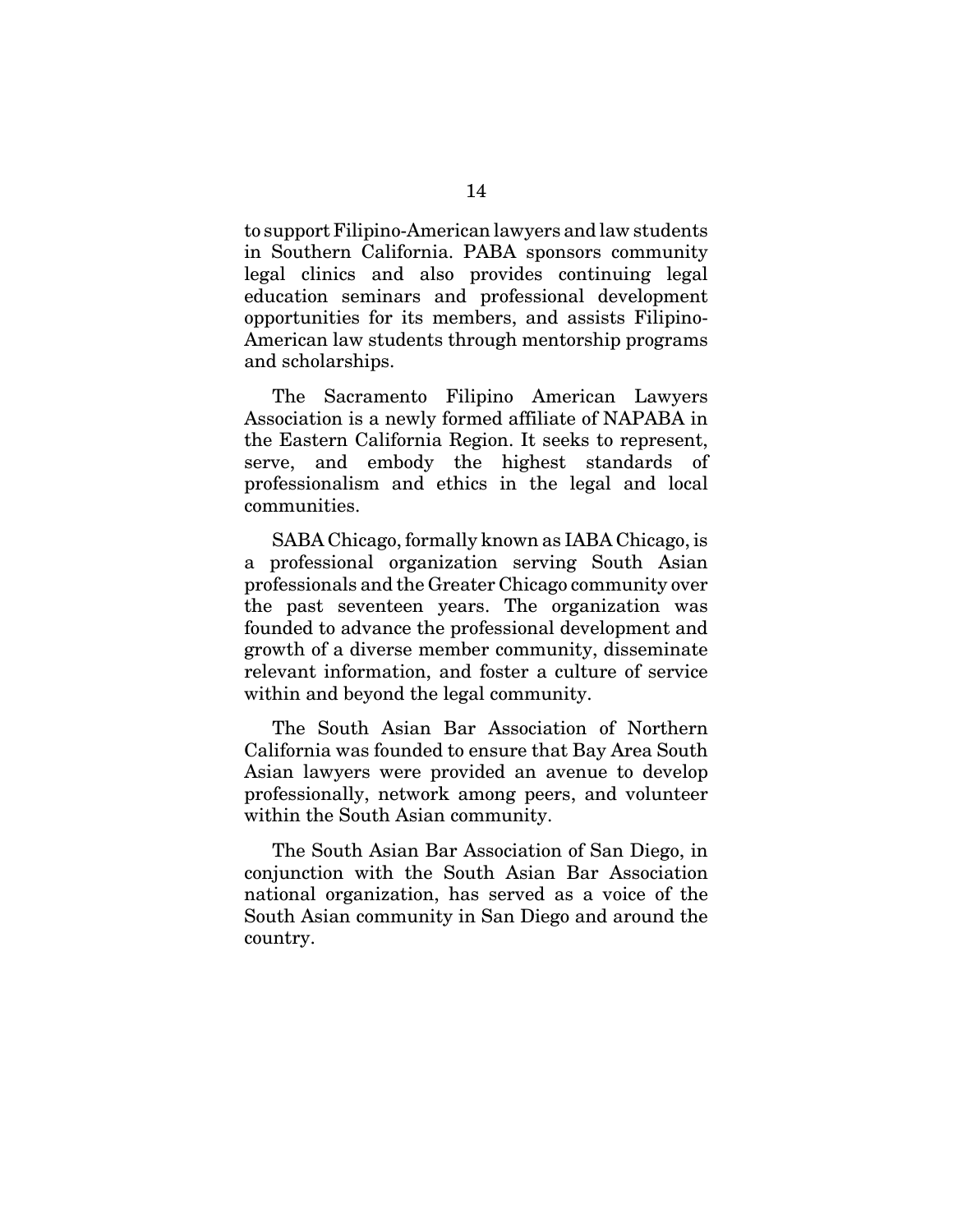to support Filipino-American lawyers and law students in Southern California. PABA sponsors community legal clinics and also provides continuing legal education seminars and professional development opportunities for its members, and assists Filipino-American law students through mentorship programs and scholarships.

The Sacramento Filipino American Lawyers Association is a newly formed affiliate of NAPABA in the Eastern California Region. It seeks to represent, serve, and embody the highest standards of professionalism and ethics in the legal and local communities.

SABA Chicago, formally known as IABA Chicago, is a professional organization serving South Asian professionals and the Greater Chicago community over the past seventeen years. The organization was founded to advance the professional development and growth of a diverse member community, disseminate relevant information, and foster a culture of service within and beyond the legal community.

The South Asian Bar Association of Northern California was founded to ensure that Bay Area South Asian lawyers were provided an avenue to develop professionally, network among peers, and volunteer within the South Asian community.

The South Asian Bar Association of San Diego, in conjunction with the South Asian Bar Association national organization, has served as a voice of the South Asian community in San Diego and around the country.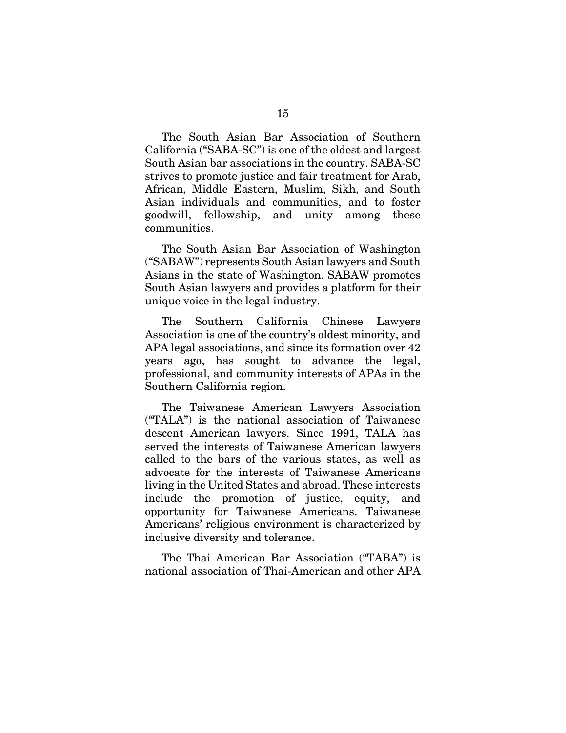The South Asian Bar Association of Southern California ("SABA-SC") is one of the oldest and largest South Asian bar associations in the country. SABA-SC strives to promote justice and fair treatment for Arab, African, Middle Eastern, Muslim, Sikh, and South Asian individuals and communities, and to foster goodwill, fellowship, and unity among these communities.

The South Asian Bar Association of Washington ("SABAW") represents South Asian lawyers and South Asians in the state of Washington. SABAW promotes South Asian lawyers and provides a platform for their unique voice in the legal industry.

The Southern California Chinese Lawyers Association is one of the country's oldest minority, and APA legal associations, and since its formation over 42 years ago, has sought to advance the legal, professional, and community interests of APAs in the Southern California region.

The Taiwanese American Lawyers Association ("TALA") is the national association of Taiwanese descent American lawyers. Since 1991, TALA has served the interests of Taiwanese American lawyers called to the bars of the various states, as well as advocate for the interests of Taiwanese Americans living in the United States and abroad. These interests include the promotion of justice, equity, and opportunity for Taiwanese Americans. Taiwanese Americans' religious environment is characterized by inclusive diversity and tolerance.

The Thai American Bar Association ("TABA") is national association of Thai-American and other APA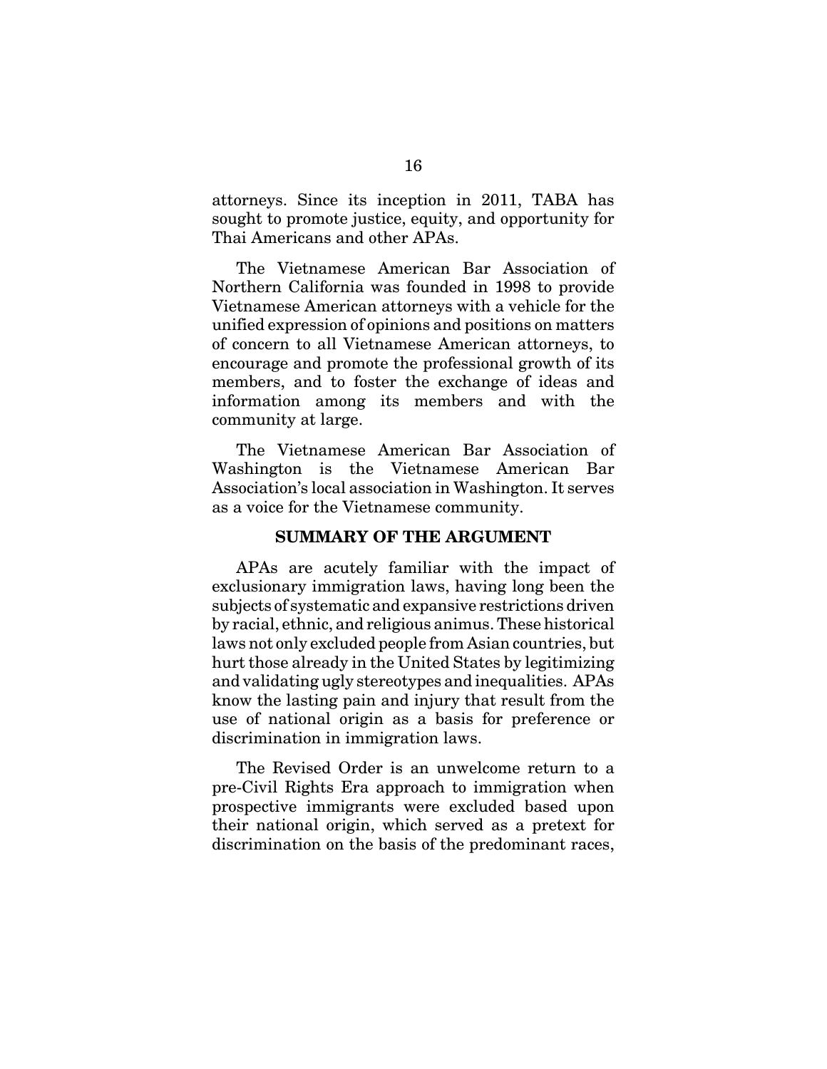attorneys. Since its inception in 2011, TABA has sought to promote justice, equity, and opportunity for Thai Americans and other APAs.

The Vietnamese American Bar Association of Northern California was founded in 1998 to provide Vietnamese American attorneys with a vehicle for the unified expression of opinions and positions on matters of concern to all Vietnamese American attorneys, to encourage and promote the professional growth of its members, and to foster the exchange of ideas and information among its members and with the community at large.

The Vietnamese American Bar Association of Washington is the Vietnamese American Bar Association's local association in Washington. It serves as a voice for the Vietnamese community.

## SUMMARY OF THE ARGUMENT

APAs are acutely familiar with the impact of exclusionary immigration laws, having long been the subjects of systematic and expansive restrictions driven by racial, ethnic, and religious animus. These historical laws not only excluded people from Asian countries, but hurt those already in the United States by legitimizing and validating ugly stereotypes and inequalities. APAs know the lasting pain and injury that result from the use of national origin as a basis for preference or discrimination in immigration laws.

The Revised Order is an unwelcome return to a pre-Civil Rights Era approach to immigration when prospective immigrants were excluded based upon their national origin, which served as a pretext for discrimination on the basis of the predominant races,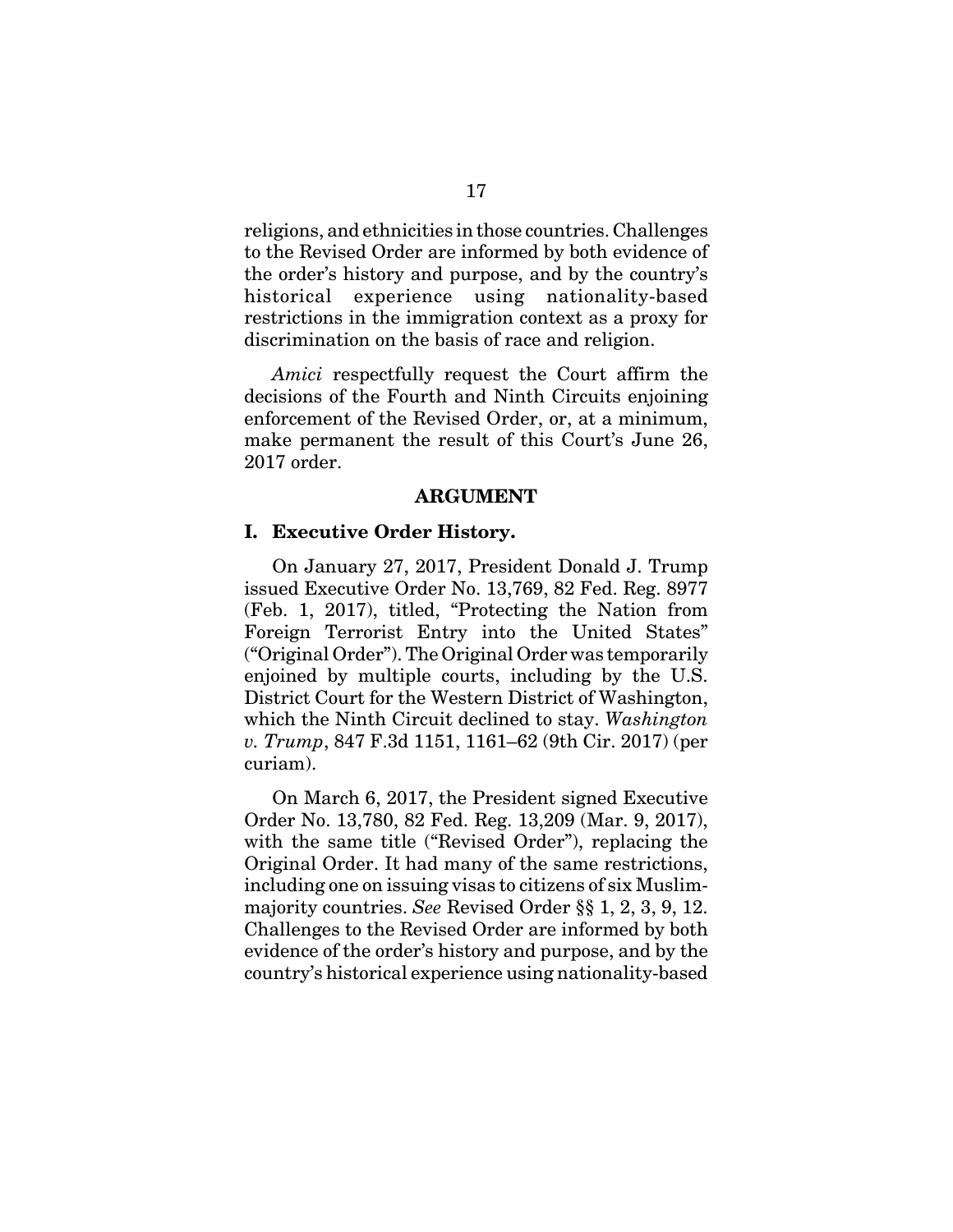religions, and ethnicities in those countries. Challenges to the Revised Order are informed by both evidence of the order's history and purpose, and by the country's historical experience using nationality-based restrictions in the immigration context as a proxy for discrimination on the basis of race and religion.

*Amici* respectfully request the Court affirm the decisions of the Fourth and Ninth Circuits enjoining enforcement of the Revised Order, or, at a minimum, make permanent the result of this Court's June 26, 2017 order.

## ARGUMENT

### I. Executive Order History.

On January 27, 2017, President Donald J. Trump issued Executive Order No. 13,769, 82 Fed. Reg. 8977 (Feb. 1, 2017), titled, "Protecting the Nation from Foreign Terrorist Entry into the United States" ("Original Order"). The Original Order was temporarily enjoined by multiple courts, including by the U.S. District Court for the Western District of Washington, which the Ninth Circuit declined to stay. *Washington v. Trump*, 847 F.3d 1151, 1161–62 (9th Cir. 2017) (per curiam).

On March 6, 2017, the President signed Executive Order No. 13,780, 82 Fed. Reg. 13,209 (Mar. 9, 2017), with the same title ("Revised Order"), replacing the Original Order. It had many of the same restrictions, including one on issuing visas to citizens of six Muslim-majority countries. *See* Revised Order §§ 1, 2, 3, 9, 12. Challenges to the Revised Order are informed by both evidence of the order's history and purpose, and by the country's historical experience using nationality-based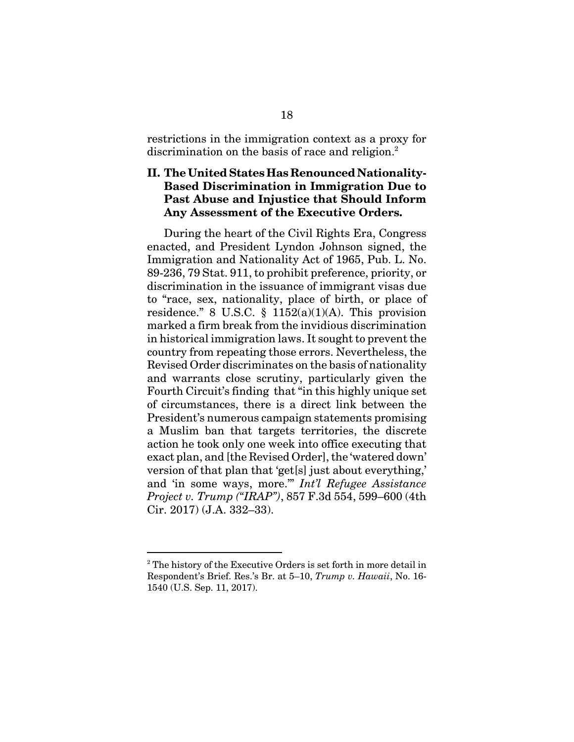restrictions in the immigration context as a proxy for discrimination on the basis of race and religion.[2]

## II. The United States Has Renounced Nationality-Based Discrimination in Immigration Due to Past Abuse and Injustice that Should Inform Any Assessment of the Executive Orders.

During the heart of the Civil Rights Era, Congress enacted, and President Lyndon Johnson signed, the Immigration and Nationality Act of 1965, Pub. L. No. 89-236, 79 Stat. 911, to prohibit preference, priority, or discrimination in the issuance of immigrant visas due to "race, sex, nationality, place of birth, or place of residence." 8 U.S.C. § 1152(a)(1)(A). This provision marked a firm break from the invidious discrimination in historical immigration laws. It sought to prevent the country from repeating those errors. Nevertheless, the Revised Order discriminates on the basis of nationality and warrants close scrutiny, particularly given the Fourth Circuit's finding that "in this highly unique set of circumstances, there is a direct link between the President's numerous campaign statements promising a Muslim ban that targets territories, the discrete action he took only one week into office executing that exact plan, and [the Revised Order], the 'watered down' version of that plan that 'get[s] just about everything,' and 'in some ways, more.'" *Int'l Refugee Assistance Project v. Trump ("IRAP")*, 857 F.3d 554, 599–600 (4th Cir. 2017) (J.A. 332–33).

---

[2] The history of the Executive Orders is set forth in more detail in Respondent's Brief. Res.'s Br. at 5–10, *Trump v. Hawaii*, No. 16-1540 (U.S. Sep. 11, 2017).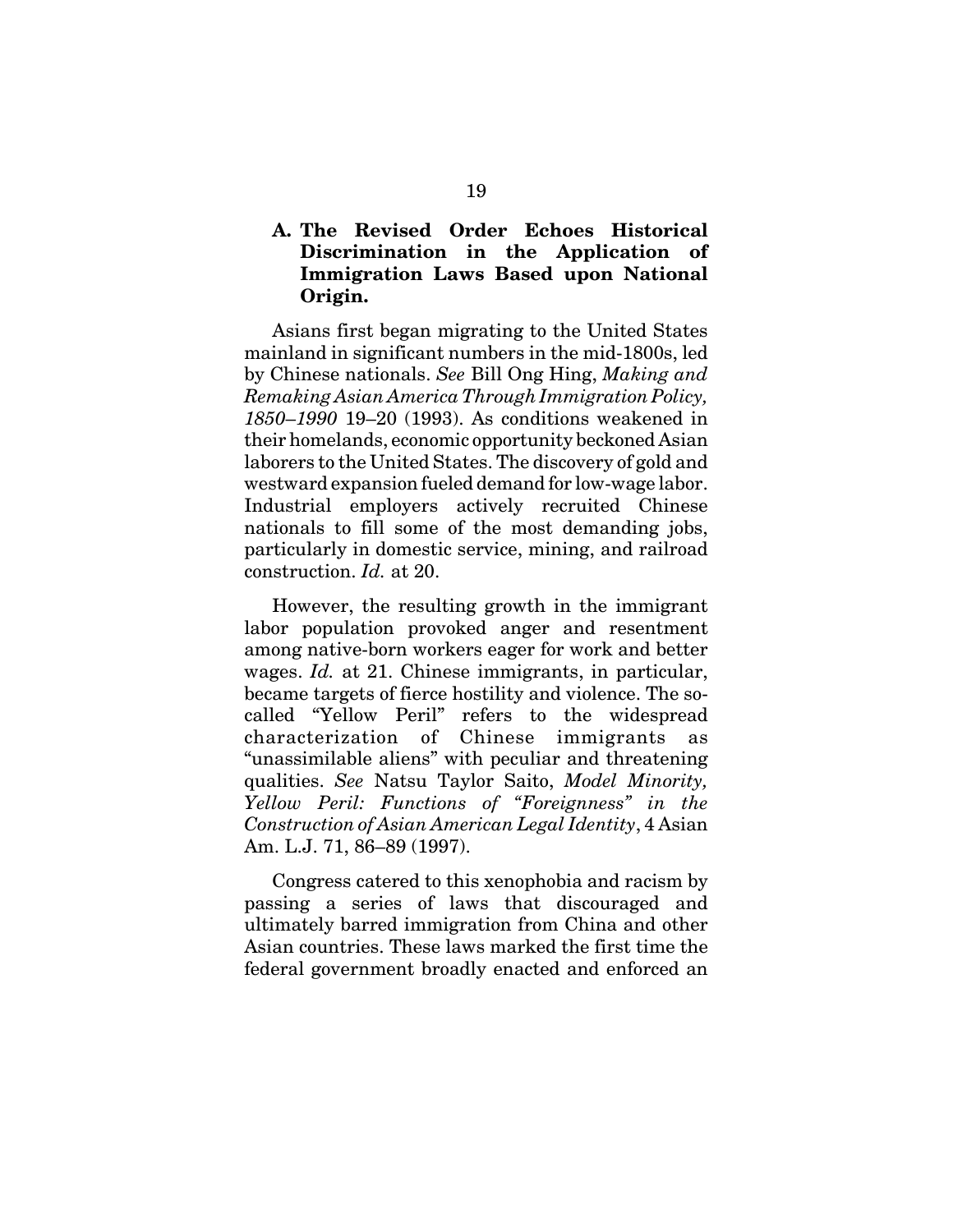### A. The Revised Order Echoes Historical Discrimination in the Application of Immigration Laws Based upon National Origin.

Asians first began migrating to the United States mainland in significant numbers in the mid-1800s, led by Chinese nationals. *See* Bill Ong Hing, *Making and Remaking Asian America Through Immigration Policy, 1850–1990* 19–20 (1993). As conditions weakened in their homelands, economic opportunity beckoned Asian laborers to the United States. The discovery of gold and westward expansion fueled demand for low-wage labor. Industrial employers actively recruited Chinese nationals to fill some of the most demanding jobs, particularly in domestic service, mining, and railroad construction. *Id.* at 20.

However, the resulting growth in the immigrant labor population provoked anger and resentment among native-born workers eager for work and better wages. *Id.* at 21. Chinese immigrants, in particular, became targets of fierce hostility and violence. The so-called "Yellow Peril" refers to the widespread characterization of Chinese immigrants as "unassimilable aliens" with peculiar and threatening qualities. *See* Natsu Taylor Saito, *Model Minority, Yellow Peril: Functions of "Foreignness" in the Construction of Asian American Legal Identity*, 4 Asian Am. L.J. 71, 86–89 (1997).

Congress catered to this xenophobia and racism by passing a series of laws that discouraged and ultimately barred immigration from China and other Asian countries. These laws marked the first time the federal government broadly enacted and enforced an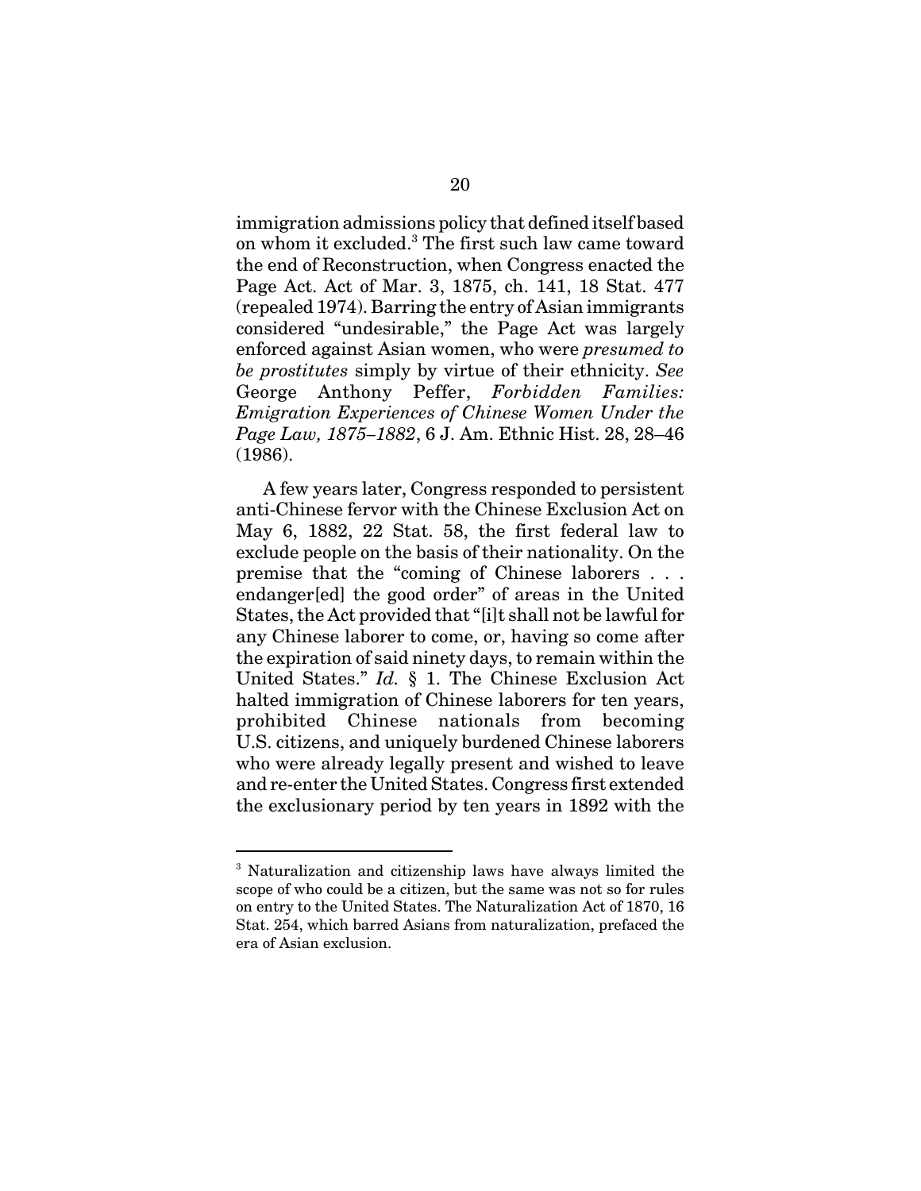immigration admissions policy that defined itself based on whom it excluded.[3] The first such law came toward the end of Reconstruction, when Congress enacted the Page Act. Act of Mar. 3, 1875, ch. 141, 18 Stat. 477 (repealed 1974). Barring the entry of Asian immigrants considered "undesirable," the Page Act was largely enforced against Asian women, who were *presumed to be prostitutes* simply by virtue of their ethnicity. *See* George Anthony Peffer, *Forbidden Families: Emigration Experiences of Chinese Women Under the Page Law, 1875–1882*, 6 J. Am. Ethnic Hist. 28, 28–46 (1986).

A few years later, Congress responded to persistent anti-Chinese fervor with the Chinese Exclusion Act on May 6, 1882, 22 Stat. 58, the first federal law to exclude people on the basis of their nationality. On the premise that the "coming of Chinese laborers . . . endanger[ed] the good order" of areas in the United States, the Act provided that "[i]t shall not be lawful for any Chinese laborer to come, or, having so come after the expiration of said ninety days, to remain within the United States." *Id.* § 1. The Chinese Exclusion Act halted immigration of Chinese laborers for ten years, prohibited Chinese nationals from becoming U.S. citizens, and uniquely burdened Chinese laborers who were already legally present and wished to leave and re-enter the United States. Congress first extended the exclusionary period by ten years in 1892 with the

---

[3] Naturalization and citizenship laws have always limited the scope of who could be a citizen, but the same was not so for rules on entry to the United States. The Naturalization Act of 1870, 16 Stat. 254, which barred Asians from naturalization, prefaced the era of Asian exclusion.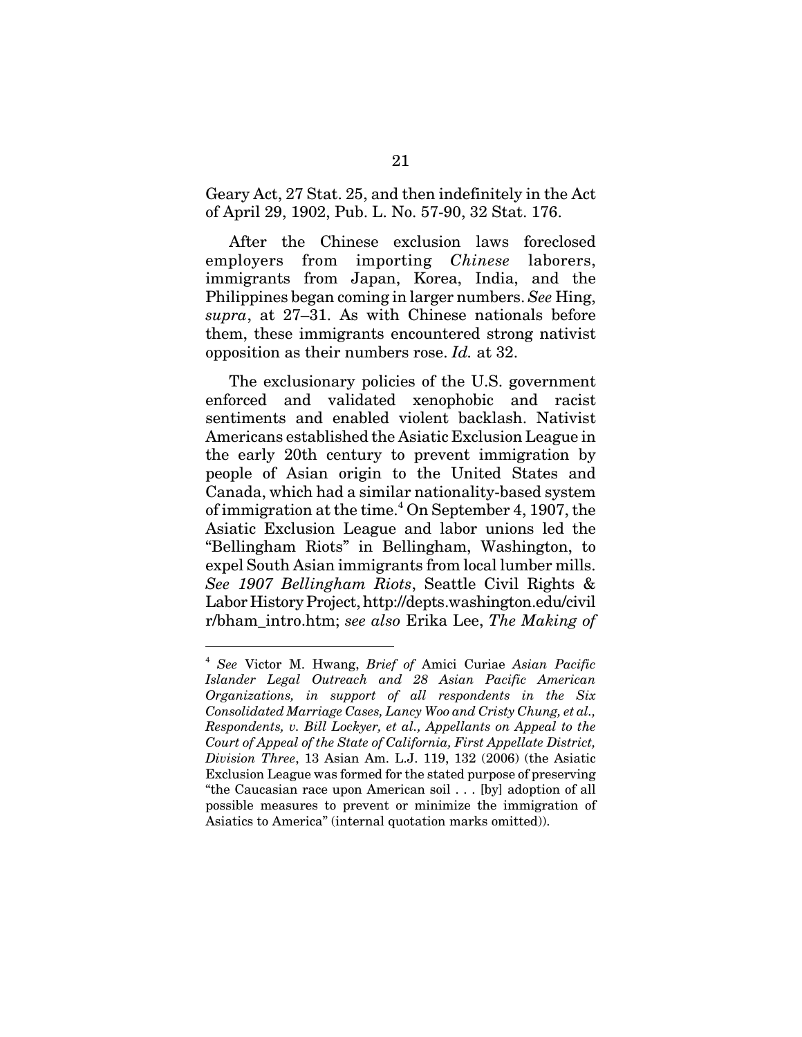Geary Act, 27 Stat. 25, and then indefinitely in the Act of April 29, 1902, Pub. L. No. 57-90, 32 Stat. 176.

After the Chinese exclusion laws foreclosed employers from importing *Chinese* laborers, immigrants from Japan, Korea, India, and the Philippines began coming in larger numbers. *See* Hing, *supra*, at 27–31. As with Chinese nationals before them, these immigrants encountered strong nativist opposition as their numbers rose. *Id.* at 32.

The exclusionary policies of the U.S. government enforced and validated xenophobic and racist sentiments and enabled violent backlash. Nativist Americans established the Asiatic Exclusion League in the early 20th century to prevent immigration by people of Asian origin to the United States and Canada, which had a similar nationality-based system of immigration at the time.[4] On September 4, 1907, the Asiatic Exclusion League and labor unions led the "Bellingham Riots" in Bellingham, Washington, to expel South Asian immigrants from local lumber mills. *See 1907 Bellingham Riots*, Seattle Civil Rights & Labor History Project, http://depts.washington.edu/civilr/bham_intro.htm; *see also* Erika Lee, *The Making of*

---

[4] *See* Victor M. Hwang, *Brief of* Amici Curiae *Asian Pacific Islander Legal Outreach and 28 Asian Pacific American Organizations, in support of all respondents in the Six Consolidated Marriage Cases, Lancy Woo and Cristy Chung, et al., Respondents, v. Bill Lockyer, et al., Appellants on Appeal to the Court of Appeal of the State of California, First Appellate District, Division Three*, 13 Asian Am. L.J. 119, 132 (2006) (the Asiatic Exclusion League was formed for the stated purpose of preserving "the Caucasian race upon American soil . . . [by] adoption of all possible measures to prevent or minimize the immigration of Asiatics to America" (internal quotation marks omitted)).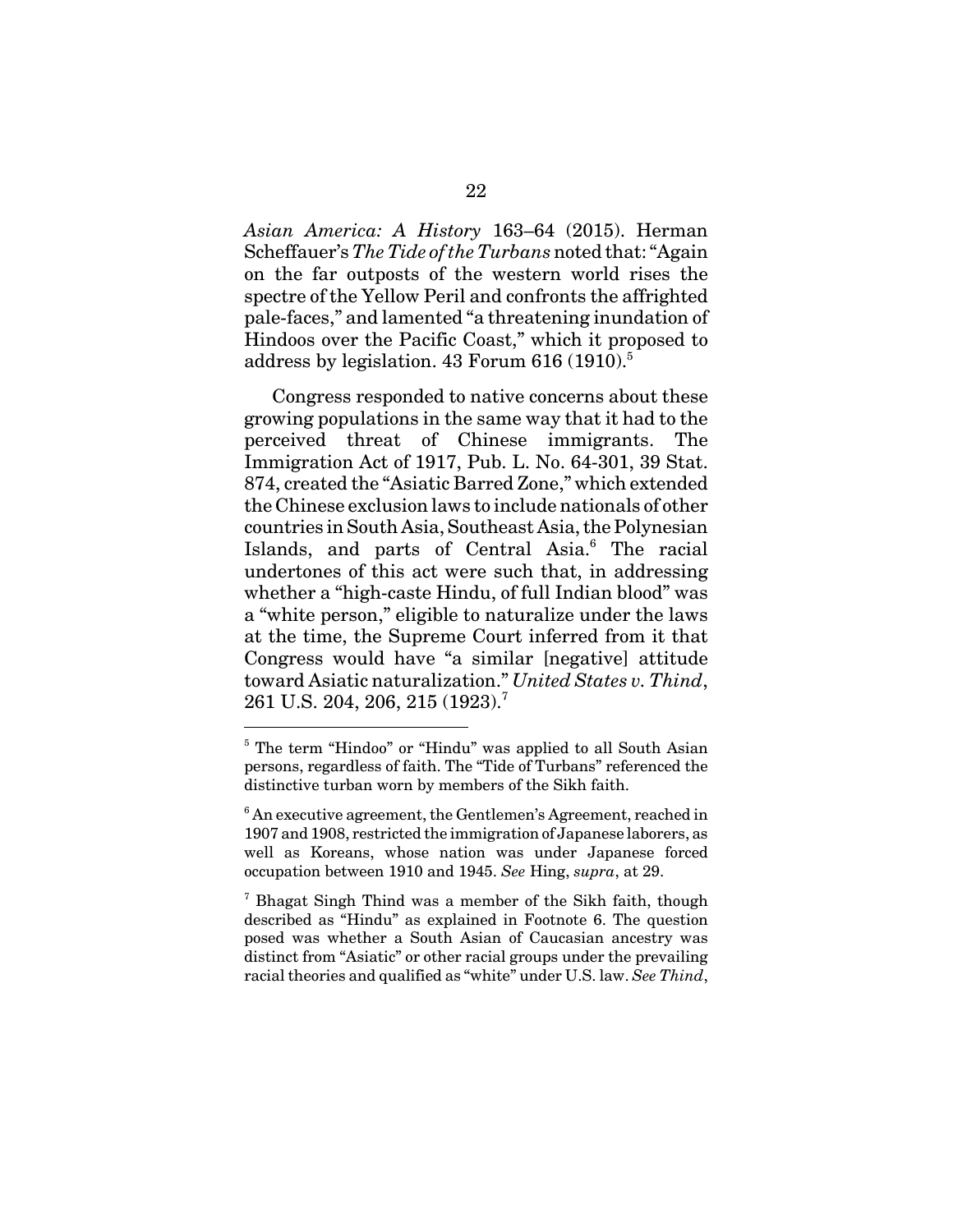*Asian America: A History* 163–64 (2015). Herman Scheffauer's *The Tide of the Turbans* noted that: "Again on the far outposts of the western world rises the spectre of the Yellow Peril and confronts the affrighted pale-faces," and lamented "a threatening inundation of Hindoos over the Pacific Coast," which it proposed to address by legislation. 43 Forum 616 (1910).[5]

Congress responded to native concerns about these growing populations in the same way that it had to the perceived threat of Chinese immigrants. The Immigration Act of 1917, Pub. L. No. 64-301, 39 Stat. 874, created the "Asiatic Barred Zone," which extended the Chinese exclusion laws to include nationals of other countries in South Asia, Southeast Asia, the Polynesian Islands, and parts of Central Asia.[6] The racial undertones of this act were such that, in addressing whether a "high-caste Hindu, of full Indian blood" was a "white person," eligible to naturalize under the laws at the time, the Supreme Court inferred from it that Congress would have "a similar [negative] attitude toward Asiatic naturalization." *United States v. Thind*, 261 U.S. 204, 206, 215 (1923).[7]

---

[5] The term "Hindoo" or "Hindu" was applied to all South Asian persons, regardless of faith. The "Tide of Turbans" referenced the distinctive turban worn by members of the Sikh faith.

[6] An executive agreement, the Gentlemen's Agreement, reached in 1907 and 1908, restricted the immigration of Japanese laborers, as well as Koreans, whose nation was under Japanese forced occupation between 1910 and 1945. *See* Hing, *supra*, at 29.

[7] Bhagat Singh Thind was a member of the Sikh faith, though described as "Hindu" as explained in Footnote 6. The question posed was whether a South Asian of Caucasian ancestry was distinct from "Asiatic" or other racial groups under the prevailing racial theories and qualified as "white" under U.S. law. *See Thind*,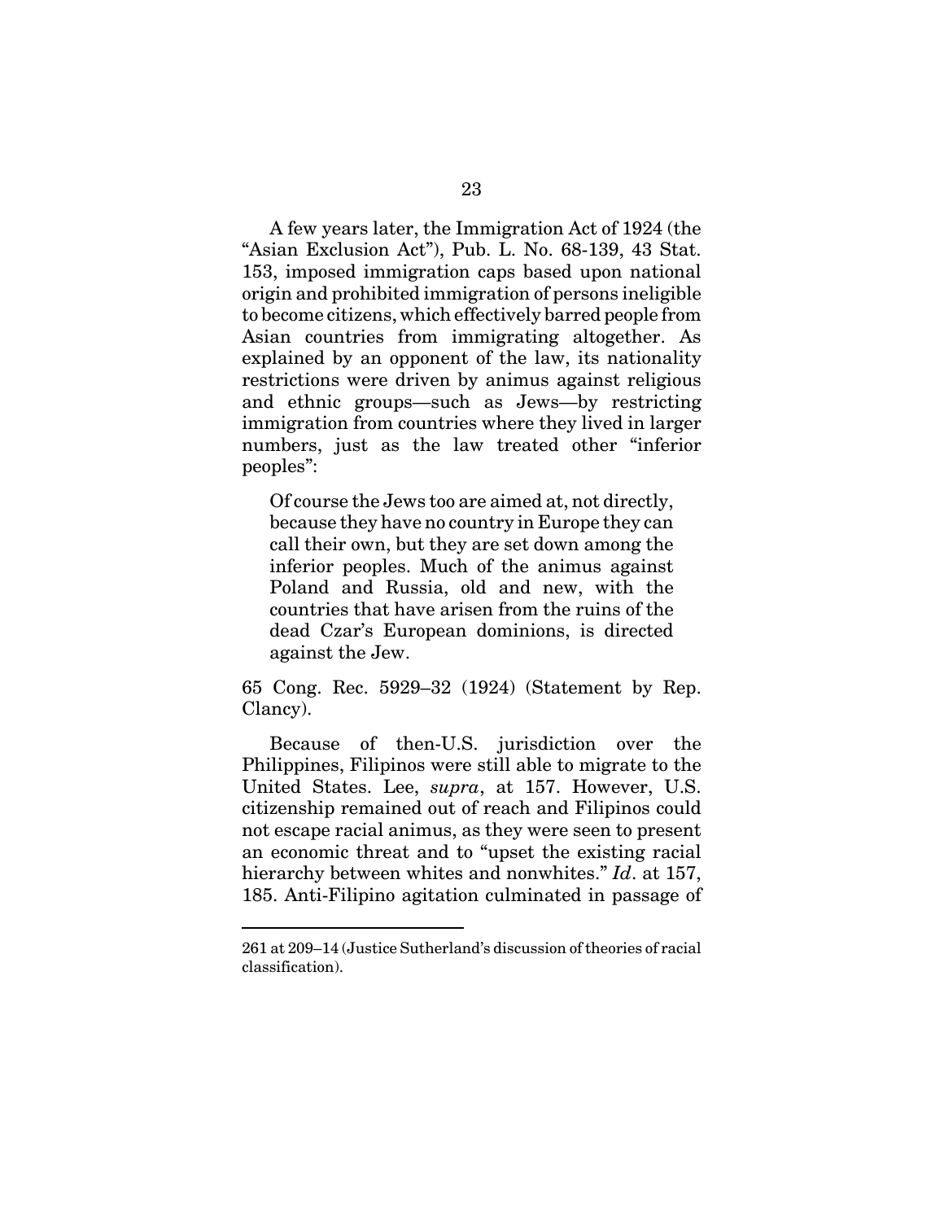A few years later, the Immigration Act of 1924 (the "Asian Exclusion Act"), Pub. L. No. 68-139, 43 Stat. 153, imposed immigration caps based upon national origin and prohibited immigration of persons ineligible to become citizens, which effectively barred people from Asian countries from immigrating altogether. As explained by an opponent of the law, its nationality restrictions were driven by animus against religious and ethnic groups—such as Jews—by restricting immigration from countries where they lived in larger numbers, just as the law treated other "inferior peoples":

> Of course the Jews too are aimed at, not directly, because they have no country in Europe they can call their own, but they are set down among the inferior peoples. Much of the animus against Poland and Russia, old and new, with the countries that have arisen from the ruins of the dead Czar's European dominions, is directed against the Jew.

65 Cong. Rec. 5929–32 (1924) (Statement by Rep. Clancy).

Because of then-U.S. jurisdiction over the Philippines, Filipinos were still able to migrate to the United States. Lee, *supra*, at 157. However, U.S. citizenship remained out of reach and Filipinos could not escape racial animus, as they were seen to present an economic threat and to "upset the existing racial hierarchy between whites and nonwhites." *Id*. at 157, 185. Anti-Filipino agitation culminated in passage of

---

261 at 209–14 (Justice Sutherland's discussion of theories of racial classification).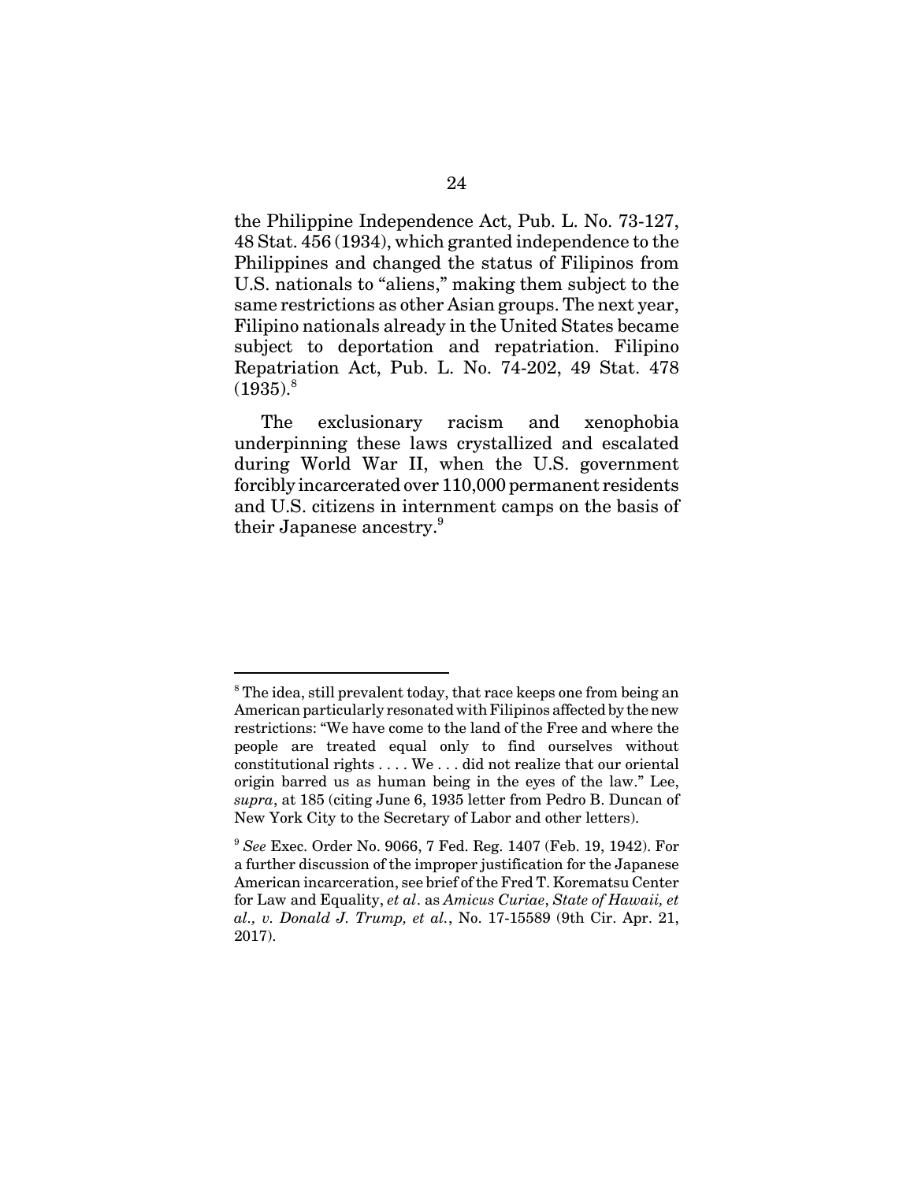the Philippine Independence Act, Pub. L. No. 73-127, 48 Stat. 456 (1934), which granted independence to the Philippines and changed the status of Filipinos from U.S. nationals to "aliens," making them subject to the same restrictions as other Asian groups. The next year, Filipino nationals already in the United States became subject to deportation and repatriation. Filipino Repatriation Act, Pub. L. No. 74-202, 49 Stat. 478 (1935).[8]

The exclusionary racism and xenophobia underpinning these laws crystallized and escalated during World War II, when the U.S. government forcibly incarcerated over 110,000 permanent residents and U.S. citizens in internment camps on the basis of their Japanese ancestry.[9]

---

[8] The idea, still prevalent today, that race keeps one from being an American particularly resonated with Filipinos affected by the new restrictions: "We have come to the land of the Free and where the people are treated equal only to find ourselves without constitutional rights . . . . We . . . did not realize that our oriental origin barred us as human being in the eyes of the law." Lee, *supra*, at 185 (citing June 6, 1935 letter from Pedro B. Duncan of New York City to the Secretary of Labor and other letters).

[9] *See* Exec. Order No. 9066, 7 Fed. Reg. 1407 (Feb. 19, 1942). For a further discussion of the improper justification for the Japanese American incarceration, see brief of the Fred T. Korematsu Center for Law and Equality, *et al*. as *Amicus Curiae*, *State of Hawaii, et al., v. Donald J. Trump, et al.*, No. 17-15589 (9th Cir. Apr. 21, 2017).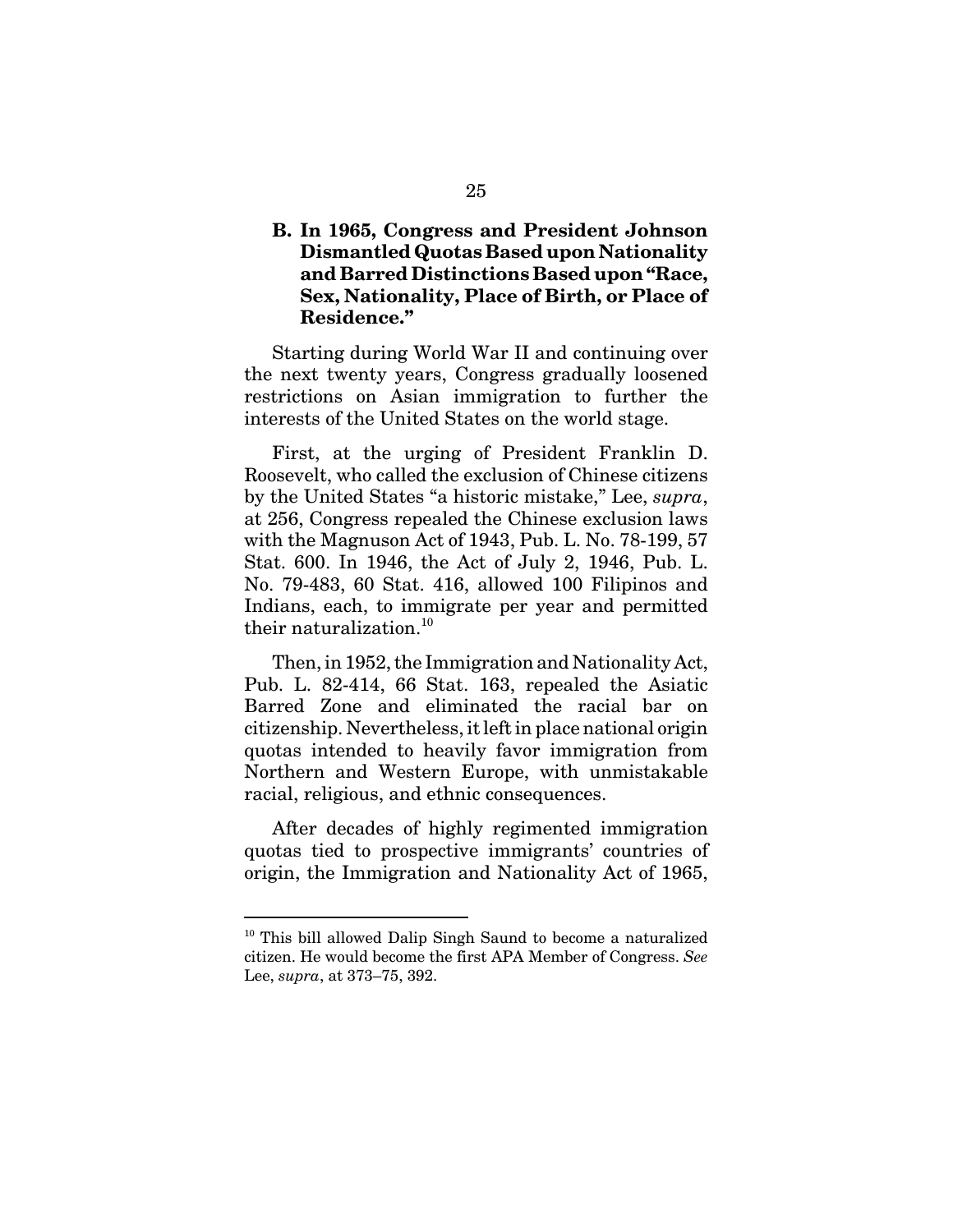### B. In 1965, Congress and President Johnson Dismantled Quotas Based upon Nationality and Barred Distinctions Based upon "Race, Sex, Nationality, Place of Birth, or Place of Residence."

Starting during World War II and continuing over the next twenty years, Congress gradually loosened restrictions on Asian immigration to further the interests of the United States on the world stage.

First, at the urging of President Franklin D. Roosevelt, who called the exclusion of Chinese citizens by the United States "a historic mistake," Lee, *supra*, at 256, Congress repealed the Chinese exclusion laws with the Magnuson Act of 1943, Pub. L. No. 78-199, 57 Stat. 600. In 1946, the Act of July 2, 1946, Pub. L. No. 79-483, 60 Stat. 416, allowed 100 Filipinos and Indians, each, to immigrate per year and permitted their naturalization.[10]

Then, in 1952, the Immigration and Nationality Act, Pub. L. 82-414, 66 Stat. 163, repealed the Asiatic Barred Zone and eliminated the racial bar on citizenship. Nevertheless, it left in place national origin quotas intended to heavily favor immigration from Northern and Western Europe, with unmistakable racial, religious, and ethnic consequences.

After decades of highly regimented immigration quotas tied to prospective immigrants' countries of origin, the Immigration and Nationality Act of 1965,

---

[10] This bill allowed Dalip Singh Saund to become a naturalized citizen. He would become the first APA Member of Congress. *See* Lee, *supra*, at 373–75, 392.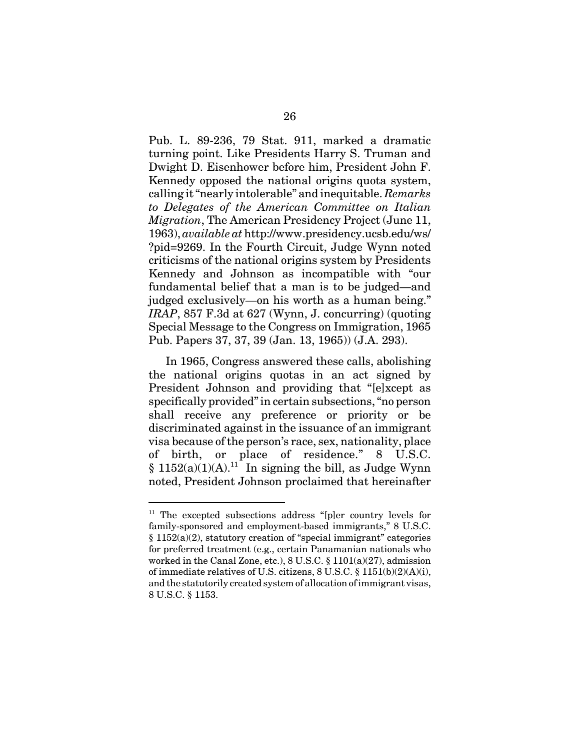Pub. L. 89-236, 79 Stat. 911, marked a dramatic turning point. Like Presidents Harry S. Truman and Dwight D. Eisenhower before him, President John F. Kennedy opposed the national origins quota system, calling it "nearly intolerable" and inequitable. *Remarks to Delegates of the American Committee on Italian Migration*, The American Presidency Project (June 11, 1963), *available at* http://www.presidency.ucsb.edu/ws/?pid=9269. In the Fourth Circuit, Judge Wynn noted criticisms of the national origins system by Presidents Kennedy and Johnson as incompatible with "our fundamental belief that a man is to be judged—and judged exclusively—on his worth as a human being." *IRAP*, 857 F.3d at 627 (Wynn, J. concurring) (quoting Special Message to the Congress on Immigration, 1965 Pub. Papers 37, 37, 39 (Jan. 13, 1965)) (J.A. 293).

In 1965, Congress answered these calls, abolishing the national origins quotas in an act signed by President Johnson and providing that "[e]xcept as specifically provided" in certain subsections, "no person shall receive any preference or priority or be discriminated against in the issuance of an immigrant visa because of the person's race, sex, nationality, place of birth, or place of residence." 8 U.S.C. § 1152(a)(1)(A).[11] In signing the bill, as Judge Wynn noted, President Johnson proclaimed that hereinafter

[11] The excepted subsections address "[p]er country levels for family-sponsored and employment-based immigrants," 8 U.S.C. § 1152(a)(2), statutory creation of "special immigrant" categories for preferred treatment (e.g., certain Panamanian nationals who worked in the Canal Zone, etc.), 8 U.S.C. § 1101(a)(27), admission of immediate relatives of U.S. citizens, 8 U.S.C. § 1151(b)(2)(A)(i), and the statutorily created system of allocation of immigrant visas, 8 U.S.C. § 1153.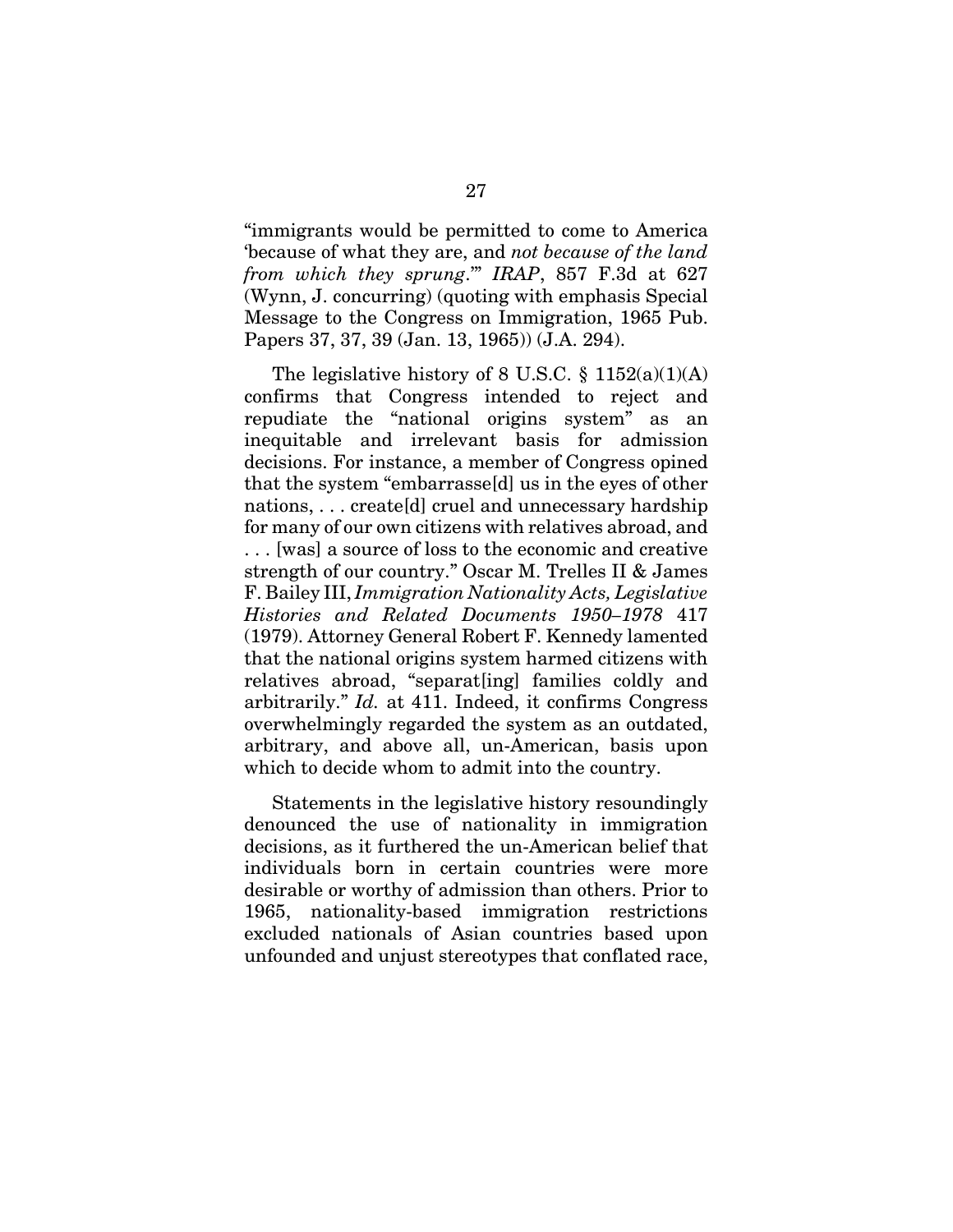"immigrants would be permitted to come to America 'because of what they are, and *not because of the land from which they sprung*.'" *IRAP*, 857 F.3d at 627 (Wynn, J. concurring) (quoting with emphasis Special Message to the Congress on Immigration, 1965 Pub. Papers 37, 37, 39 (Jan. 13, 1965)) (J.A. 294).

The legislative history of 8 U.S.C. § 1152(a)(1)(A) confirms that Congress intended to reject and repudiate the "national origins system" as an inequitable and irrelevant basis for admission decisions. For instance, a member of Congress opined that the system "embarrasse[d] us in the eyes of other nations, . . . create[d] cruel and unnecessary hardship for many of our own citizens with relatives abroad, and . . . [was] a source of loss to the economic and creative strength of our country." Oscar M. Trelles II & James F. Bailey III, *Immigration Nationality Acts, Legislative Histories and Related Documents 1950–1978* 417 (1979). Attorney General Robert F. Kennedy lamented that the national origins system harmed citizens with relatives abroad, "separat[ing] families coldly and arbitrarily." *Id.* at 411. Indeed, it confirms Congress overwhelmingly regarded the system as an outdated, arbitrary, and above all, un-American, basis upon which to decide whom to admit into the country.

Statements in the legislative history resoundingly denounced the use of nationality in immigration decisions, as it furthered the un-American belief that individuals born in certain countries were more desirable or worthy of admission than others. Prior to 1965, nationality-based immigration restrictions excluded nationals of Asian countries based upon unfounded and unjust stereotypes that conflated race,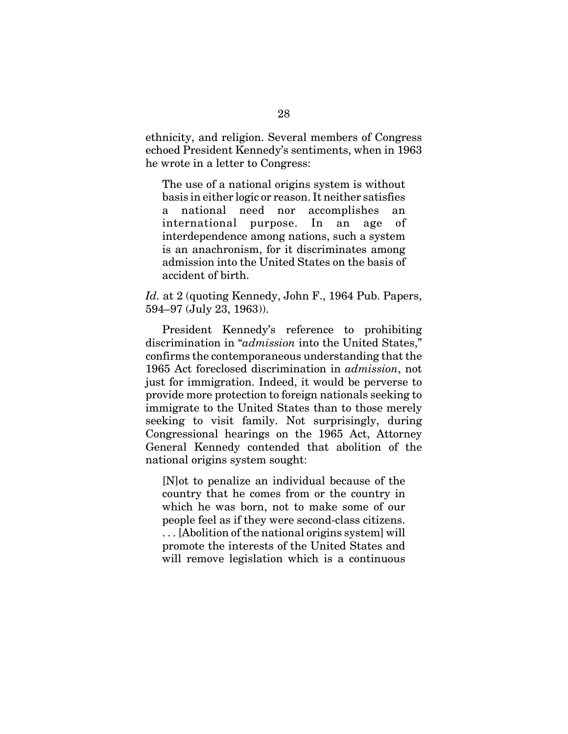ethnicity, and religion. Several members of Congress echoed President Kennedy's sentiments, when in 1963 he wrote in a letter to Congress:

> The use of a national origins system is without basis in either logic or reason. It neither satisfies a national need nor accomplishes an international purpose. In an age of interdependence among nations, such a system is an anachronism, for it discriminates among admission into the United States on the basis of accident of birth.

*Id.* at 2 (quoting Kennedy, John F., 1964 Pub. Papers, 594–97 (July 23, 1963)).

President Kennedy's reference to prohibiting discrimination in "*admission* into the United States," confirms the contemporaneous understanding that the 1965 Act foreclosed discrimination in *admission*, not just for immigration. Indeed, it would be perverse to provide more protection to foreign nationals seeking to immigrate to the United States than to those merely seeking to visit family. Not surprisingly, during Congressional hearings on the 1965 Act, Attorney General Kennedy contended that abolition of the national origins system sought:

> [N]ot to penalize an individual because of the country that he comes from or the country in which he was born, not to make some of our people feel as if they were second-class citizens. . . . [Abolition of the national origins system] will promote the interests of the United States and will remove legislation which is a continuous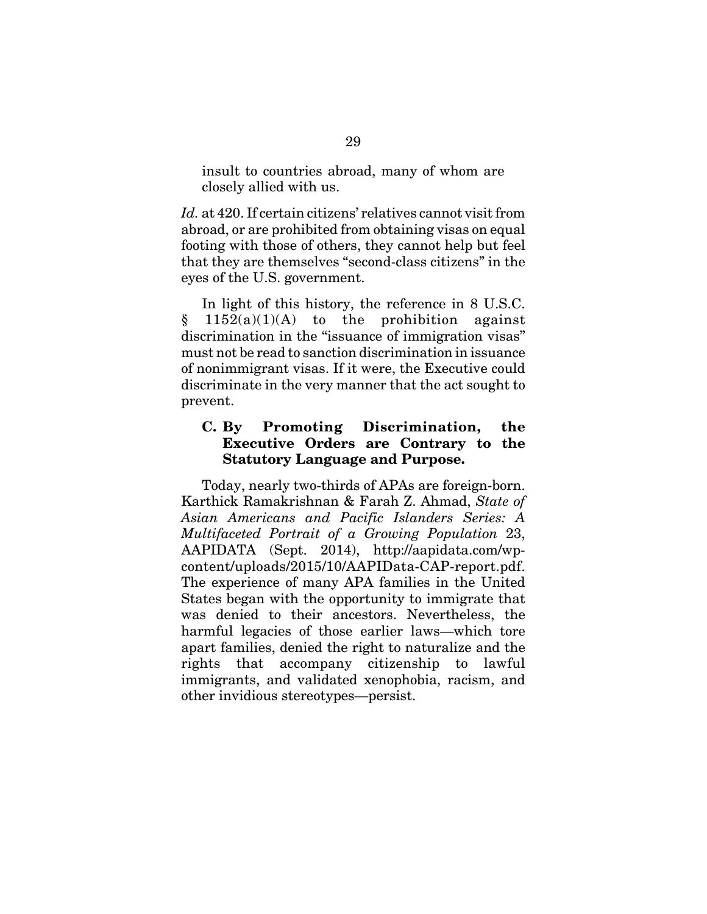insult to countries abroad, many of whom are closely allied with us.

*Id.* at 420. If certain citizens' relatives cannot visit from abroad, or are prohibited from obtaining visas on equal footing with those of others, they cannot help but feel that they are themselves "second-class citizens" in the eyes of the U.S. government.

In light of this history, the reference in 8 U.S.C. § 1152(a)(1)(A) to the prohibition against discrimination in the "issuance of immigration visas" must not be read to sanction discrimination in issuance of nonimmigrant visas. If it were, the Executive could discriminate in the very manner that the act sought to prevent.

### C. By Promoting Discrimination, the Executive Orders are Contrary to the Statutory Language and Purpose.

Today, nearly two-thirds of APAs are foreign-born. Karthick Ramakrishnan & Farah Z. Ahmad, *State of Asian Americans and Pacific Islanders Series: A Multifaceted Portrait of a Growing Population* 23, AAPIDATA (Sept. 2014), http://aapidata.com/wp-content/uploads/2015/10/AAPIData-CAP-report.pdf. The experience of many APA families in the United States began with the opportunity to immigrate that was denied to their ancestors. Nevertheless, the harmful legacies of those earlier laws—which tore apart families, denied the right to naturalize and the rights that accompany citizenship to lawful immigrants, and validated xenophobia, racism, and other invidious stereotypes—persist.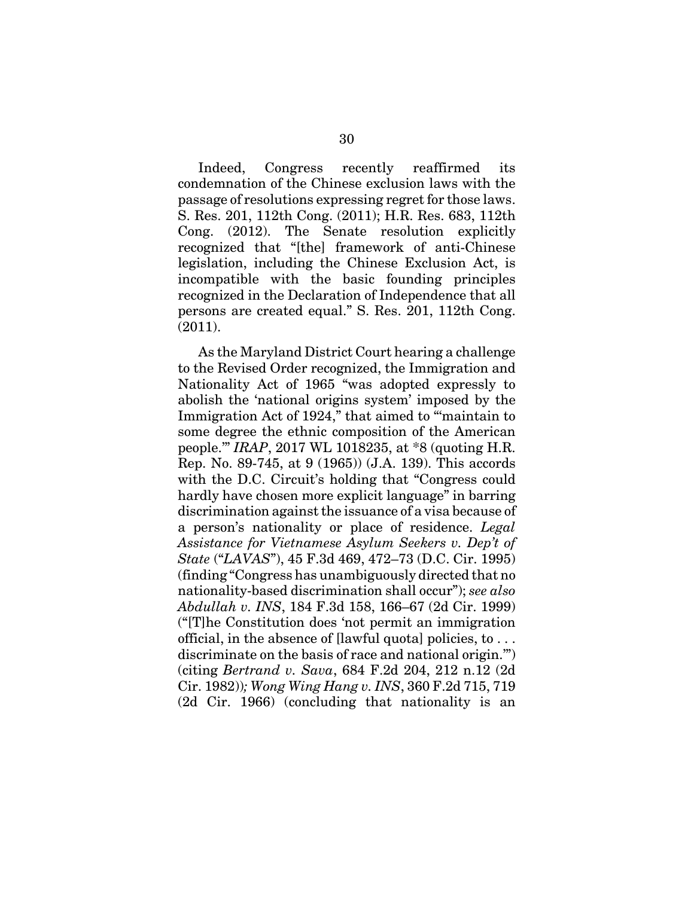Indeed, Congress recently reaffirmed its condemnation of the Chinese exclusion laws with the passage of resolutions expressing regret for those laws. S. Res. 201, 112th Cong. (2011); H.R. Res. 683, 112th Cong. (2012). The Senate resolution explicitly recognized that "[the] framework of anti-Chinese legislation, including the Chinese Exclusion Act, is incompatible with the basic founding principles recognized in the Declaration of Independence that all persons are created equal." S. Res. 201, 112th Cong. (2011).

As the Maryland District Court hearing a challenge to the Revised Order recognized, the Immigration and Nationality Act of 1965 "was adopted expressly to abolish the 'national origins system' imposed by the Immigration Act of 1924," that aimed to "'maintain to some degree the ethnic composition of the American people.'" *IRAP*, 2017 WL 1018235, at *8 (quoting H.R. Rep. No. 89-745, at 9 (1965)) (J.A. 139). This accords with the D.C. Circuit's holding that "Congress could hardly have chosen more explicit language" in barring discrimination against the issuance of a visa because of a person's nationality or place of residence. *Legal Assistance for Vietnamese Asylum Seekers v. Dep't of State* ("*LAVAS*"), 45 F.3d 469, 472–73 (D.C. Cir. 1995) (finding "Congress has unambiguously directed that no nationality-based discrimination shall occur"); *see also Abdullah v. INS*, 184 F.3d 158, 166–67 (2d Cir. 1999) ("[T]he Constitution does 'not permit an immigration official, in the absence of [lawful quota] policies, to . . . discriminate on the basis of race and national origin.'") (citing *Bertrand v. Sava*, 684 F.2d 204, 212 n.12 (2d Cir. 1982)); *Wong Wing Hang v. INS*, 360 F.2d 715, 719 (2d Cir. 1966) (concluding that nationality is an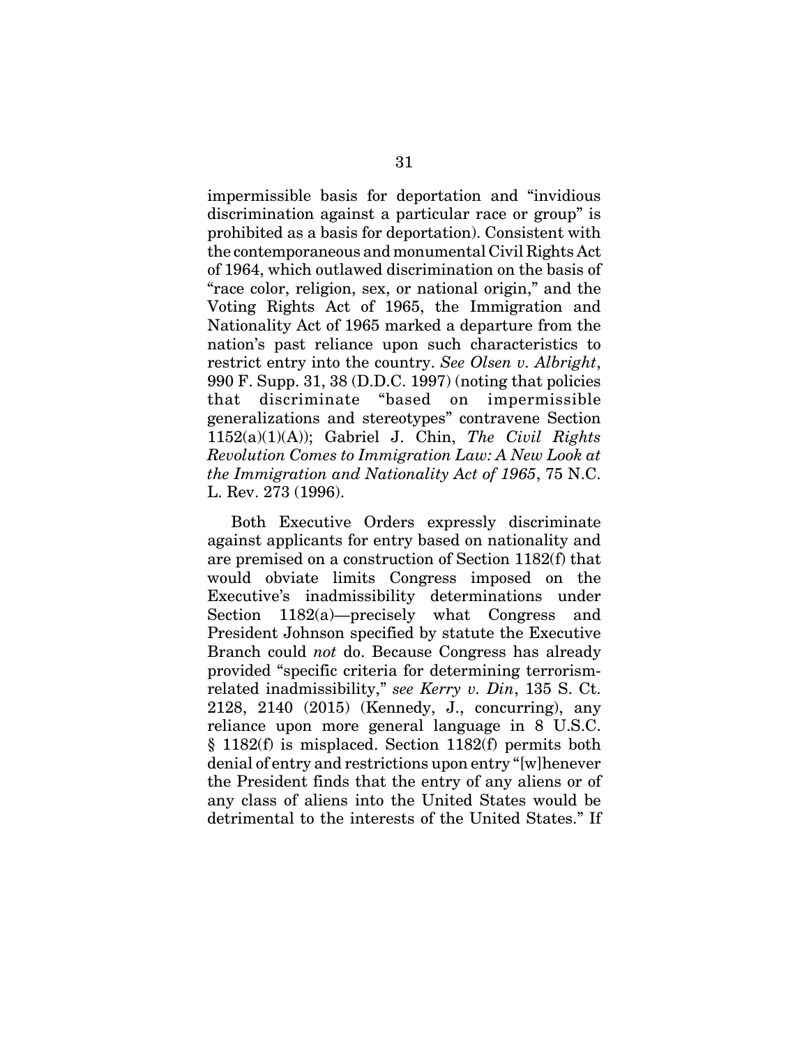impermissible basis for deportation and "invidious discrimination against a particular race or group" is prohibited as a basis for deportation). Consistent with the contemporaneous and monumental Civil Rights Act of 1964, which outlawed discrimination on the basis of "race color, religion, sex, or national origin," and the Voting Rights Act of 1965, the Immigration and Nationality Act of 1965 marked a departure from the nation's past reliance upon such characteristics to restrict entry into the country. *See Olsen v. Albright*, 990 F. Supp. 31, 38 (D.D.C. 1997) (noting that policies that discriminate "based on impermissible generalizations and stereotypes" contravene Section 1152(a)(1)(A)); Gabriel J. Chin, *The Civil Rights Revolution Comes to Immigration Law: A New Look at the Immigration and Nationality Act of 1965*, 75 N.C. L. Rev. 273 (1996).

Both Executive Orders expressly discriminate against applicants for entry based on nationality and are premised on a construction of Section 1182(f) that would obviate limits Congress imposed on the Executive's inadmissibility determinations under Section 1182(a)—precisely what Congress and President Johnson specified by statute the Executive Branch could *not* do. Because Congress has already provided "specific criteria for determining terrorism-related inadmissibility," *see Kerry v. Din*, 135 S. Ct. 2128, 2140 (2015) (Kennedy, J., concurring), any reliance upon more general language in 8 U.S.C. § 1182(f) is misplaced. Section 1182(f) permits both denial of entry and restrictions upon entry "[w]henever the President finds that the entry of any aliens or of any class of aliens into the United States would be detrimental to the interests of the United States." If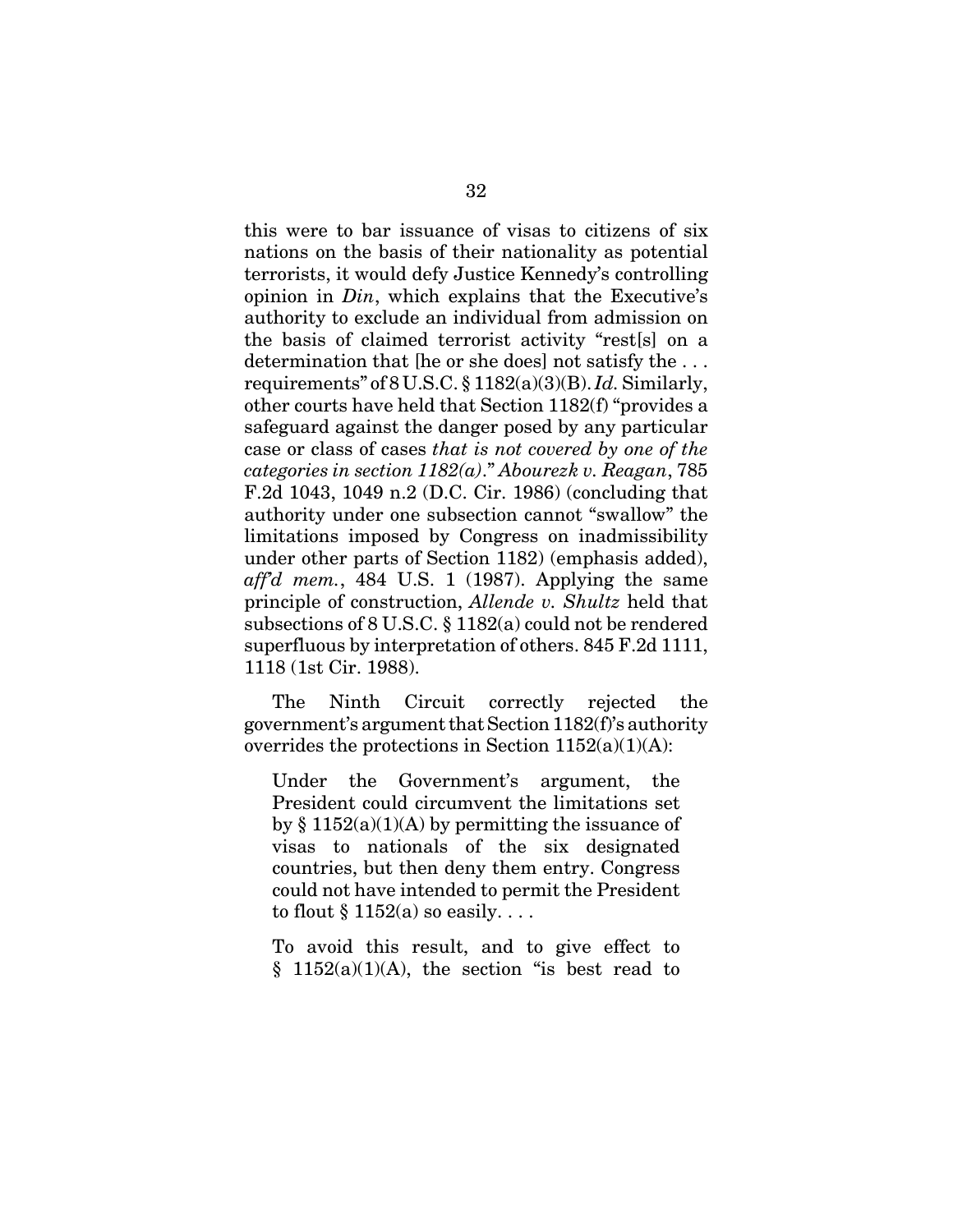this were to bar issuance of visas to citizens of six nations on the basis of their nationality as potential terrorists, it would defy Justice Kennedy's controlling opinion in *Din*, which explains that the Executive's authority to exclude an individual from admission on the basis of claimed terrorist activity "rest[s] on a determination that [he or she does] not satisfy the . . . requirements" of 8 U.S.C. § 1182(a)(3)(B). *Id.* Similarly, other courts have held that Section 1182(f) "provides a safeguard against the danger posed by any particular case or class of cases *that is not covered by one of the categories in section 1182(a)*." *Abourezk v. Reagan*, 785 F.2d 1043, 1049 n.2 (D.C. Cir. 1986) (concluding that authority under one subsection cannot "swallow" the limitations imposed by Congress on inadmissibility under other parts of Section 1182) (emphasis added), *aff'd mem.*, 484 U.S. 1 (1987). Applying the same principle of construction, *Allende v. Shultz* held that subsections of 8 U.S.C. § 1182(a) could not be rendered superfluous by interpretation of others. 845 F.2d 1111, 1118 (1st Cir. 1988).

The Ninth Circuit correctly rejected the government's argument that Section 1182(f)'s authority overrides the protections in Section 1152(a)(1)(A):

> Under the Government's argument, the President could circumvent the limitations set by § 1152(a)(1)(A) by permitting the issuance of visas to nationals of the six designated countries, but then deny them entry. Congress could not have intended to permit the President to flout § 1152(a) so easily. . . .
>
> To avoid this result, and to give effect to § 1152(a)(1)(A), the section "is best read to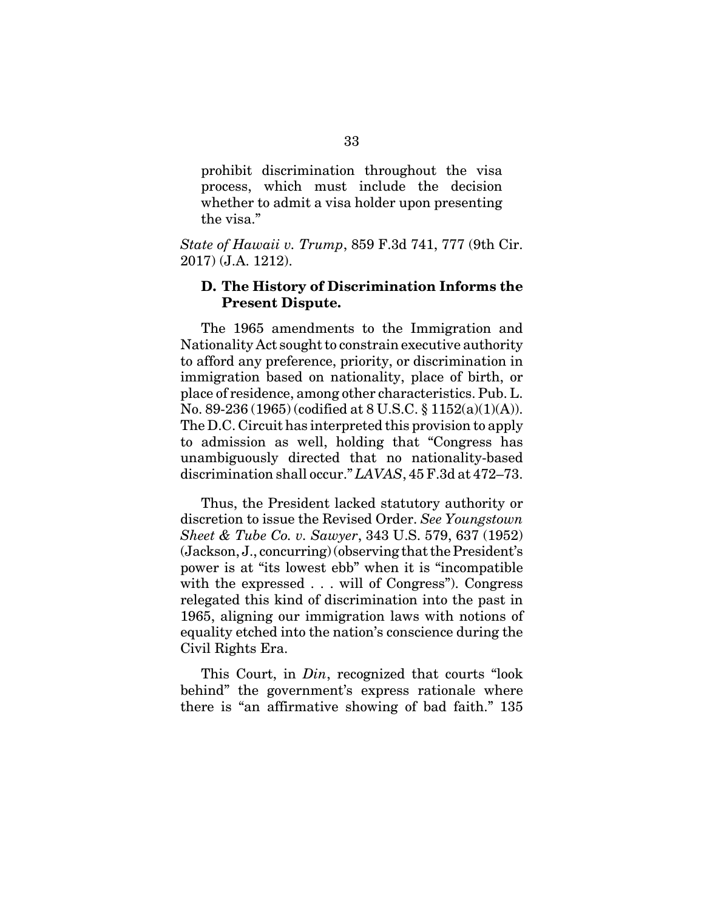prohibit discrimination throughout the visa process, which must include the decision whether to admit a visa holder upon presenting the visa."

*State of Hawaii v. Trump*, 859 F.3d 741, 777 (9th Cir. 2017) (J.A. 1212).

### D. The History of Discrimination Informs the Present Dispute.

The 1965 amendments to the Immigration and Nationality Act sought to constrain executive authority to afford any preference, priority, or discrimination in immigration based on nationality, place of birth, or place of residence, among other characteristics. Pub. L. No. 89-236 (1965) (codified at 8 U.S.C. § 1152(a)(1)(A)). The D.C. Circuit has interpreted this provision to apply to admission as well, holding that "Congress has unambiguously directed that no nationality-based discrimination shall occur." *LAVAS*, 45 F.3d at 472–73.

Thus, the President lacked statutory authority or discretion to issue the Revised Order. *See Youngstown Sheet & Tube Co. v. Sawyer*, 343 U.S. 579, 637 (1952) (Jackson, J., concurring) (observing that the President's power is at "its lowest ebb" when it is "incompatible with the expressed . . . will of Congress"). Congress relegated this kind of discrimination into the past in 1965, aligning our immigration laws with notions of equality etched into the nation's conscience during the Civil Rights Era.

This Court, in *Din*, recognized that courts "look behind" the government's express rationale where there is "an affirmative showing of bad faith." 135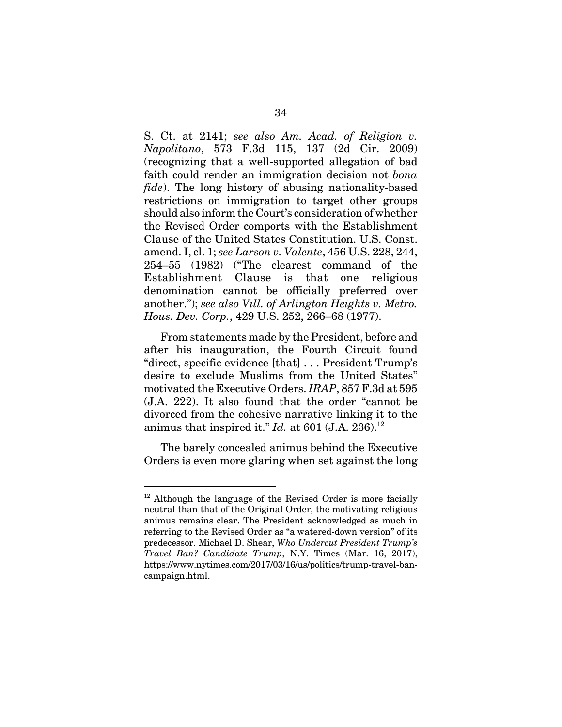S. Ct. at 2141; *see also Am. Acad. of Religion v. Napolitano*, 573 F.3d 115, 137 (2d Cir. 2009) (recognizing that a well-supported allegation of bad faith could render an immigration decision not *bona fide*). The long history of abusing nationality-based restrictions on immigration to target other groups should also inform the Court's consideration of whether the Revised Order comports with the Establishment Clause of the United States Constitution. U.S. Const. amend. I, cl. 1; *see Larson v. Valente*, 456 U.S. 228, 244, 254–55 (1982) ("The clearest command of the Establishment Clause is that one religious denomination cannot be officially preferred over another."); *see also Vill. of Arlington Heights v. Metro. Hous. Dev. Corp.*, 429 U.S. 252, 266–68 (1977).

From statements made by the President, before and after his inauguration, the Fourth Circuit found "direct, specific evidence [that] . . . President Trump's desire to exclude Muslims from the United States" motivated the Executive Orders. *IRAP*, 857 F.3d at 595 (J.A. 222). It also found that the order "cannot be divorced from the cohesive narrative linking it to the animus that inspired it." *Id.* at 601 (J.A. 236).[12]

The barely concealed animus behind the Executive Orders is even more glaring when set against the long

---

[12] Although the language of the Revised Order is more facially neutral than that of the Original Order, the motivating religious animus remains clear. The President acknowledged as much in referring to the Revised Order as "a watered-down version" of its predecessor. Michael D. Shear, *Who Undercut President Trump's Travel Ban? Candidate Trump*, N.Y. Times (Mar. 16, 2017), https://www.nytimes.com/2017/03/16/us/politics/trump-travel-ban-campaign.html.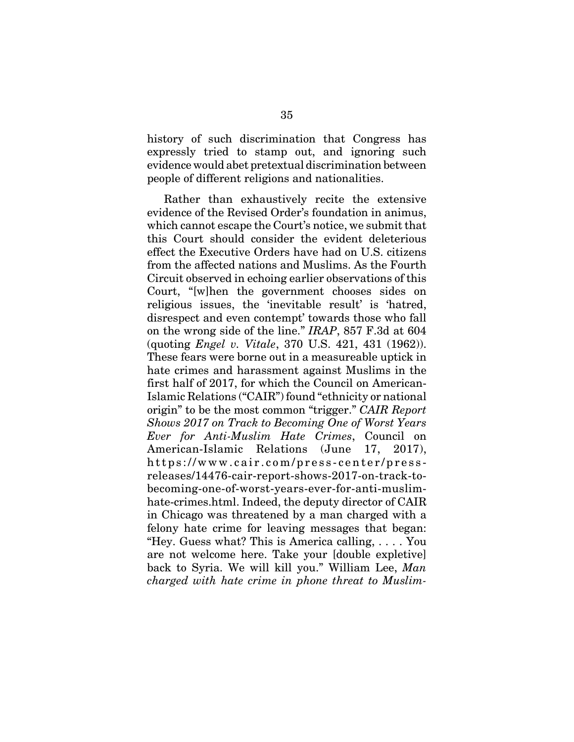history of such discrimination that Congress has expressly tried to stamp out, and ignoring such evidence would abet pretextual discrimination between people of different religions and nationalities.

Rather than exhaustively recite the extensive evidence of the Revised Order's foundation in animus, which cannot escape the Court's notice, we submit that this Court should consider the evident deleterious effect the Executive Orders have had on U.S. citizens from the affected nations and Muslims. As the Fourth Circuit observed in echoing earlier observations of this Court, "[w]hen the government chooses sides on religious issues, the 'inevitable result' is 'hatred, disrespect and even contempt' towards those who fall on the wrong side of the line." *IRAP*, 857 F.3d at 604 (quoting *Engel v. Vitale*, 370 U.S. 421, 431 (1962)). These fears were borne out in a measureable uptick in hate crimes and harassment against Muslims in the first half of 2017, for which the Council on American-Islamic Relations ("CAIR") found "ethnicity or national origin" to be the most common "trigger." *CAIR Report Shows 2017 on Track to Becoming One of Worst Years Ever for Anti-Muslim Hate Crimes*, Council on American-Islamic Relations (June 17, 2017), https://www.cair.com/press-center/press-releases/14476-cair-report-shows-2017-on-track-to-becoming-one-of-worst-years-ever-for-anti-muslim-hate-crimes.html. Indeed, the deputy director of CAIR in Chicago was threatened by a man charged with a felony hate crime for leaving messages that began: "Hey. Guess what? This is America calling, . . . . You are not welcome here. Take your [double expletive] back to Syria. We will kill you." William Lee, *Man charged with hate crime in phone threat to Muslim-*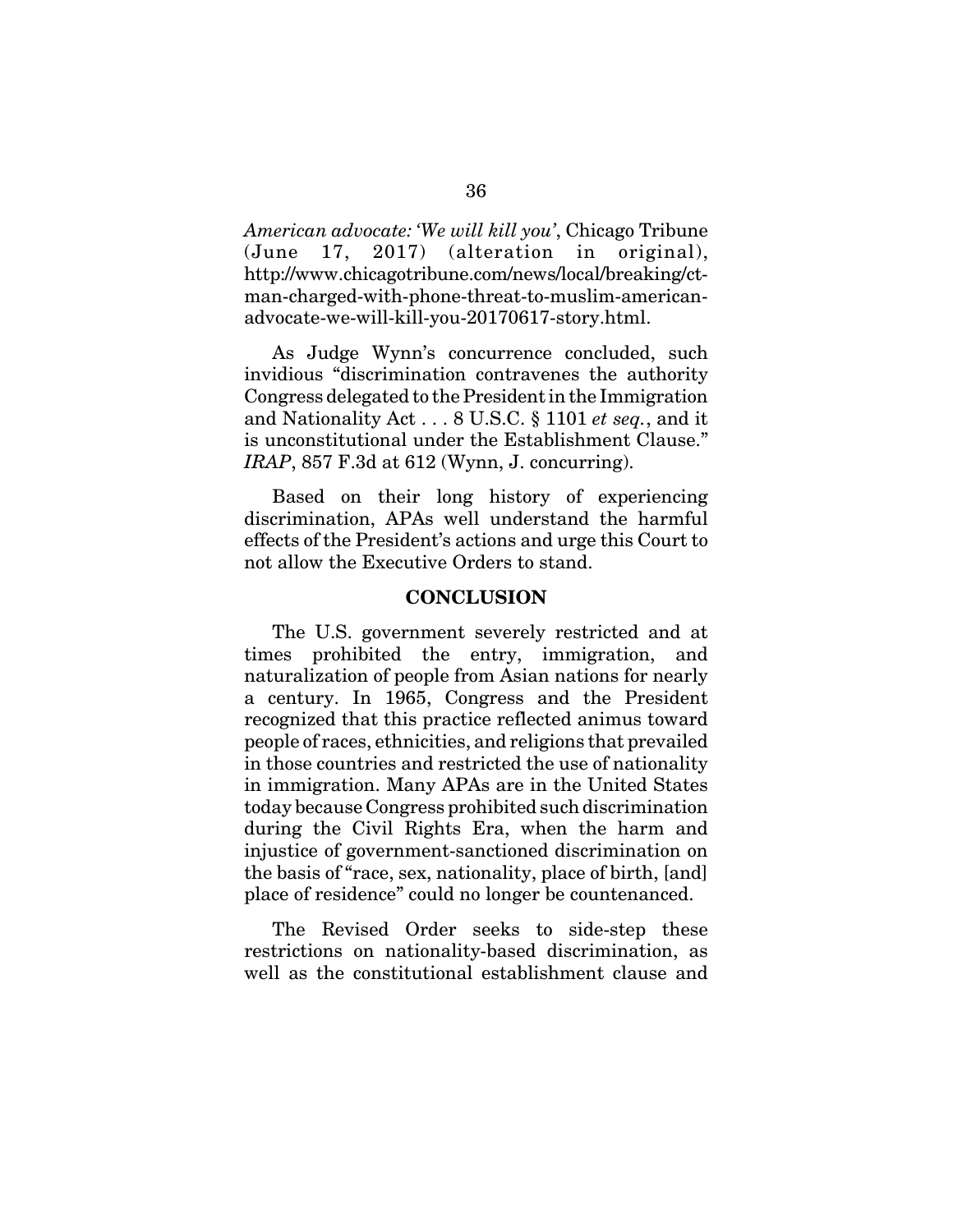*American advocate: 'We will kill you'*, Chicago Tribune (June 17, 2017) (alteration in original), http://www.chicagotribune.com/news/local/breaking/ct-man-charged-with-phone-threat-to-muslim-american-advocate-we-will-kill-you-20170617-story.html.

As Judge Wynn's concurrence concluded, such invidious "discrimination contravenes the authority Congress delegated to the President in the Immigration and Nationality Act . . . 8 U.S.C. § 1101 *et seq.*, and it is unconstitutional under the Establishment Clause." *IRAP*, 857 F.3d at 612 (Wynn, J. concurring).

Based on their long history of experiencing discrimination, APAs well understand the harmful effects of the President's actions and urge this Court to not allow the Executive Orders to stand.

## CONCLUSION

The U.S. government severely restricted and at times prohibited the entry, immigration, and naturalization of people from Asian nations for nearly a century. In 1965, Congress and the President recognized that this practice reflected animus toward people of races, ethnicities, and religions that prevailed in those countries and restricted the use of nationality in immigration. Many APAs are in the United States today because Congress prohibited such discrimination during the Civil Rights Era, when the harm and injustice of government-sanctioned discrimination on the basis of "race, sex, nationality, place of birth, [and] place of residence" could no longer be countenanced.

The Revised Order seeks to side-step these restrictions on nationality-based discrimination, as well as the constitutional establishment clause and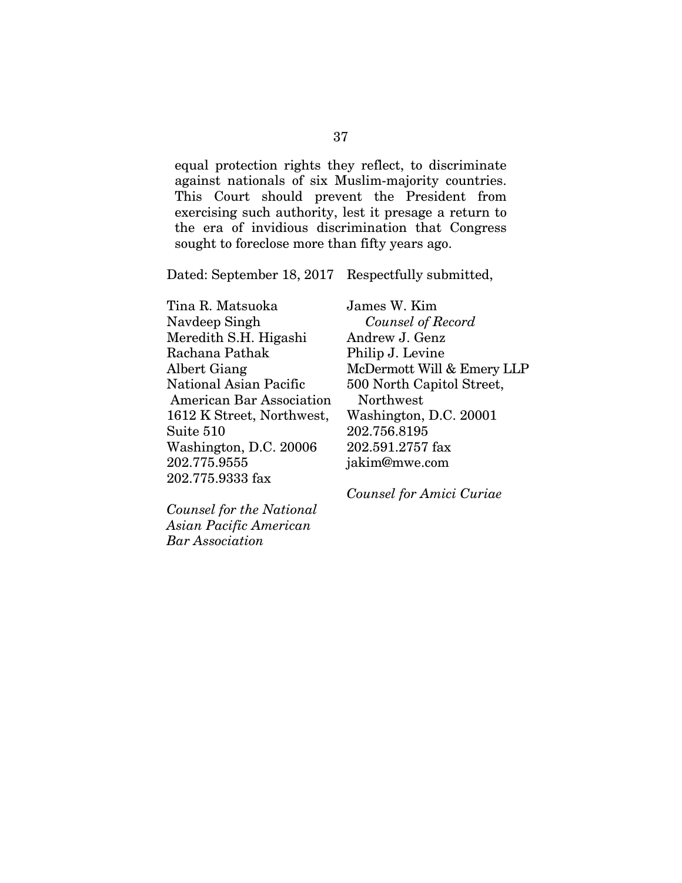equal protection rights they reflect, to discriminate against nationals of six Muslim-majority countries. This Court should prevent the President from exercising such authority, lest it presage a return to the era of invidious discrimination that Congress sought to foreclose more than fifty years ago.

Dated: September 18, 2017

Respectfully submitted,

James W. Kim
*Counsel of Record*
Andrew J. Genz
Philip J. Levine
McDermott Will & Emery LLP
500 North Capitol Street, Northwest
Washington, D.C. 20001
202.756.8195
202.591.2757 fax
jakim@mwe.com

*Counsel for Amici Curiae*

Tina R. Matsuoka
Navdeep Singh
Meredith S.H. Higashi
Rachana Pathak
Albert Giang
National Asian Pacific American Bar Association
1612 K Street, Northwest, Suite 510
Washington, D.C. 20006
202.775.9555
202.775.9333 fax

*Counsel for the National Asian Pacific American Bar Association*